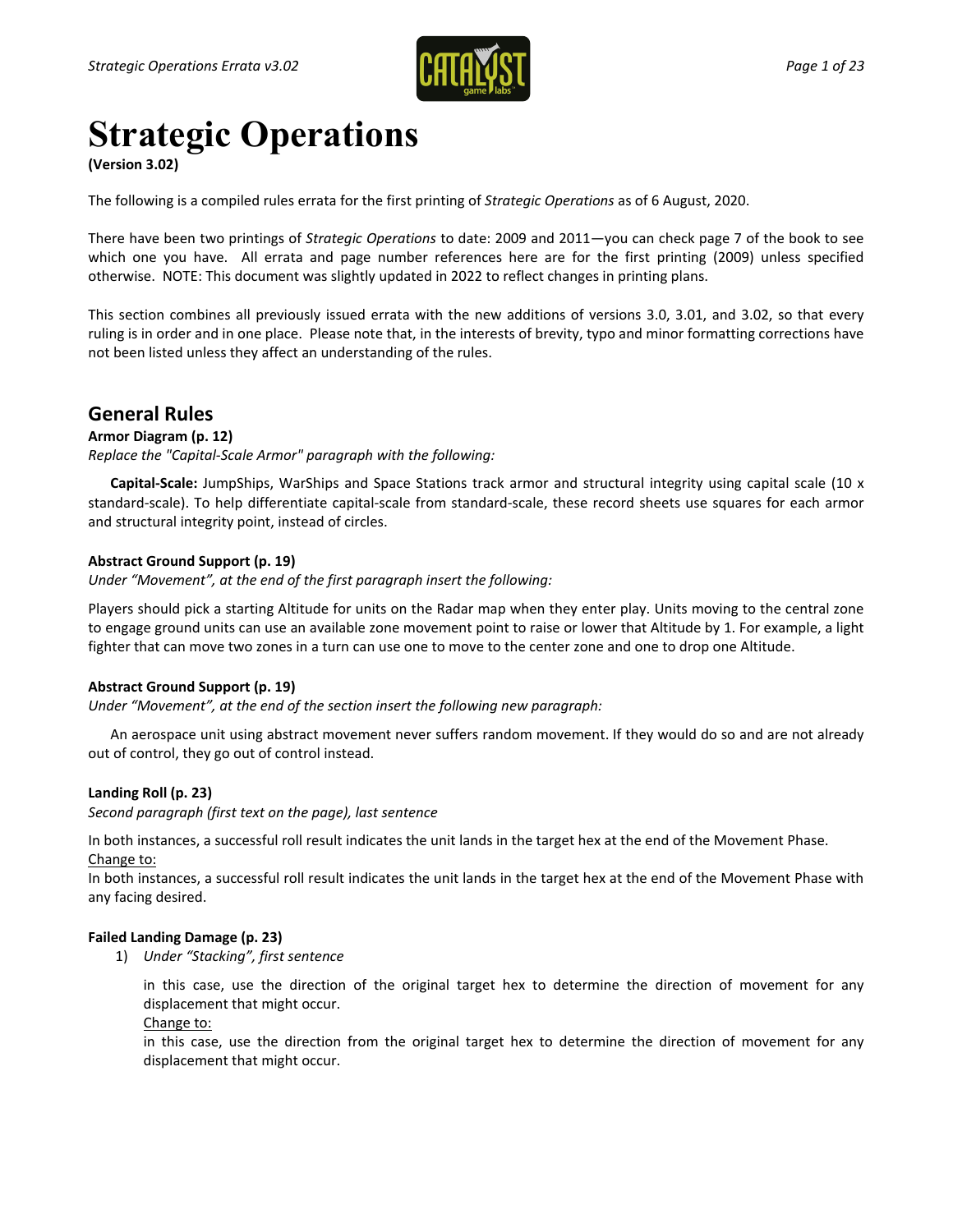# Strategic Operations

**(Version 3.02)**

The following is a compiled rules errata for the first printing of *Strategic Operations* as of 6 August, 2020.

There have been two printings of *Strategic Operations* to date: 2009 and 2011—you can check page 7 of the book to see which one you have. All errata and page number references here are for the first printing (2009) unless specified otherwise. NOTE: This document was slightly updated in 2022 to reflect changes in printing plans.

This section combines all previously issued errata with the new additions of versions 3.0, 3.01, and 3.02, so that every ruling is in order and in one place. Please note that, in the interests of brevity, typo and minor formatting corrections have not been listed unless they affect an understanding of the rules.

## General Rules

**Armor Diagram (p. 12)**

*Replace the "Capital-Scale Armor" paragraph with the following:*

**Capital-Scale:** JumpShips, WarShips and Space Stations track armor and structural integrity using capital scale (10 x standard-scale). To help differentiate capital-scale from standard-scale, these record sheets use squares for each armor and structural integrity point, instead of circles.

**Abstract Ground Support (p. 19)**

*Under "Movement", at the end of the first paragraph insert the following:*

Players should pick a starting Altitude for units on the Radar map when they enter play. Units moving to the central zone to engage ground units can use an available zone movement point to raise or lower that Altitude by 1. For example, a light fighter that can move two zones in a turn can use one to move to the center zone and one to drop one Altitude.

**Abstract Ground Support (p. 19)**

*Under "Movement", at the end of the section insert the following new paragraph:*

An aerospace unit using abstract movement never suffers random movement. If they would do so and are not already out of control, they go out of control instead.

**Landing Roll (p. 23)**

*Second paragraph (first text on the page), last sentence*

In both instances, a successful roll result indicates the unit lands in the target hex at the end of the Movement Phase.

Change to:

In both instances, a successful roll result indicates the unit lands in the target hex at the end of the Movement Phase with any facing desired.

**Failed Landing Damage (p. 23)**

1) *Under "Stacking", first sentence*

   in this case, use the direction of the original target hex to determine the direction of movement for any displacement that might occur.

   Change to:

   in this case, use the direction from the original target hex to determine the direction of movement for any displacement that might occur.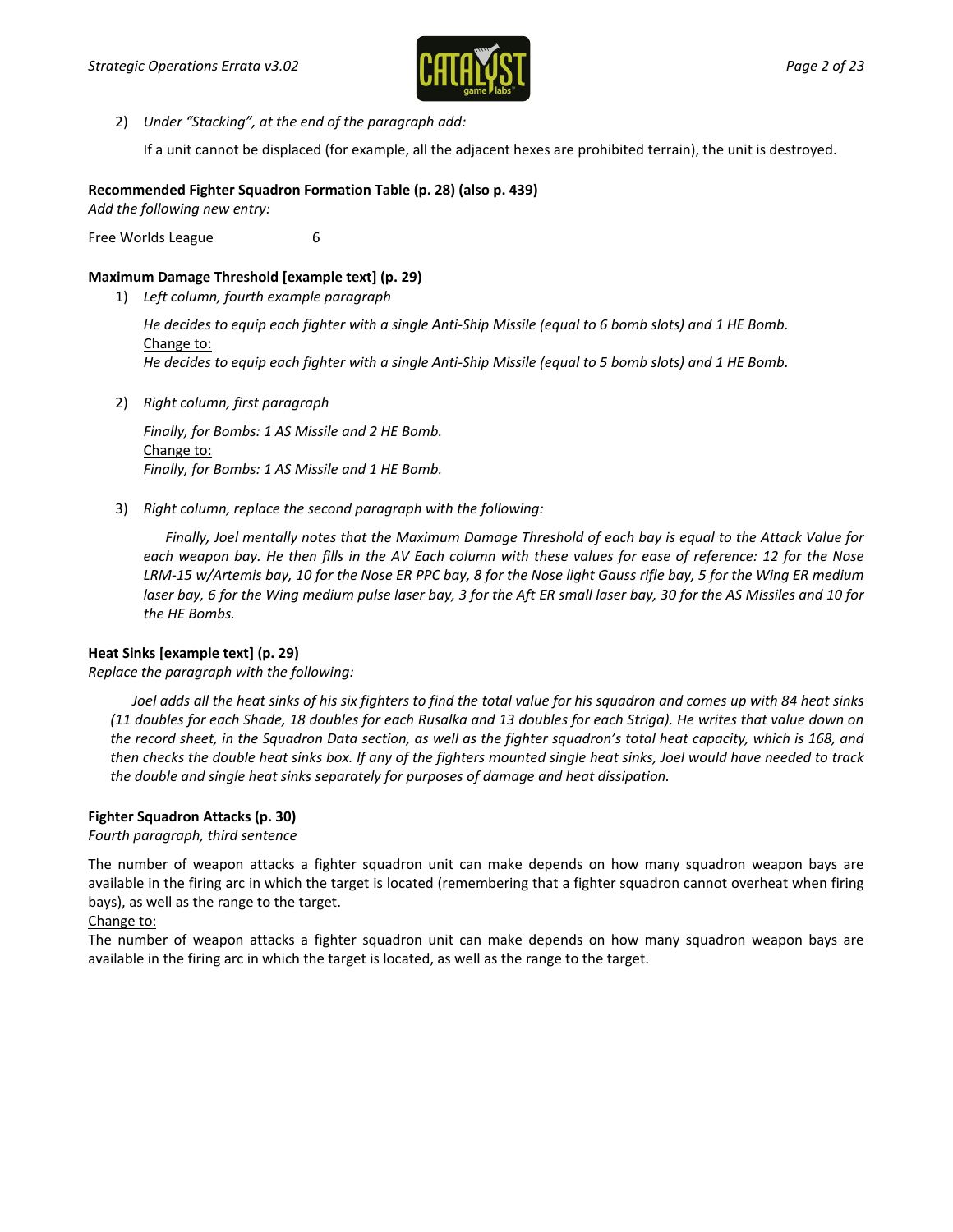2) *Under "Stacking", at the end of the paragraph add:*

   If a unit cannot be displaced (for example, all the adjacent hexes are prohibited terrain), the unit is destroyed.

**Recommended Fighter Squadron Formation Table (p. 28) (also p. 439)**
*Add the following new entry:*

Free Worlds League 6

**Maximum Damage Threshold [example text] (p. 29)**

1) *Left column, fourth example paragraph*

   *He decides to equip each fighter with a single Anti-Ship Missile (equal to 6 bomb slots) and 1 HE Bomb.*
   Change to:
   *He decides to equip each fighter with a single Anti-Ship Missile (equal to 5 bomb slots) and 1 HE Bomb.*

2) *Right column, first paragraph*

   *Finally, for Bombs: 1 AS Missile and 2 HE Bomb.*
   Change to:
   *Finally, for Bombs: 1 AS Missile and 1 HE Bomb.*

3) *Right column, replace the second paragraph with the following:*

   *Finally, Joel mentally notes that the Maximum Damage Threshold of each bay is equal to the Attack Value for each weapon bay. He then fills in the AV Each column with these values for ease of reference: 12 for the Nose LRM-15 w/Artemis bay, 10 for the Nose ER PPC bay, 8 for the Nose light Gauss rifle bay, 5 for the Wing ER medium laser bay, 6 for the Wing medium pulse laser bay, 3 for the Aft ER small laser bay, 30 for the AS Missiles and 10 for the HE Bombs.*

**Heat Sinks [example text] (p. 29)**
*Replace the paragraph with the following:*

*Joel adds all the heat sinks of his six fighters to find the total value for his squadron and comes up with 84 heat sinks (11 doubles for each Shade, 18 doubles for each Rusalka and 13 doubles for each Striga). He writes that value down on the record sheet, in the Squadron Data section, as well as the fighter squadron's total heat capacity, which is 168, and then checks the double heat sinks box. If any of the fighters mounted single heat sinks, Joel would have needed to track the double and single heat sinks separately for purposes of damage and heat dissipation.*

**Fighter Squadron Attacks (p. 30)**
*Fourth paragraph, third sentence*

The number of weapon attacks a fighter squadron unit can make depends on how many squadron weapon bays are available in the firing arc in which the target is located (remembering that a fighter squadron cannot overheat when firing bays), as well as the range to the target.
Change to:
The number of weapon attacks a fighter squadron unit can make depends on how many squadron weapon bays are available in the firing arc in which the target is located, as well as the range to the target.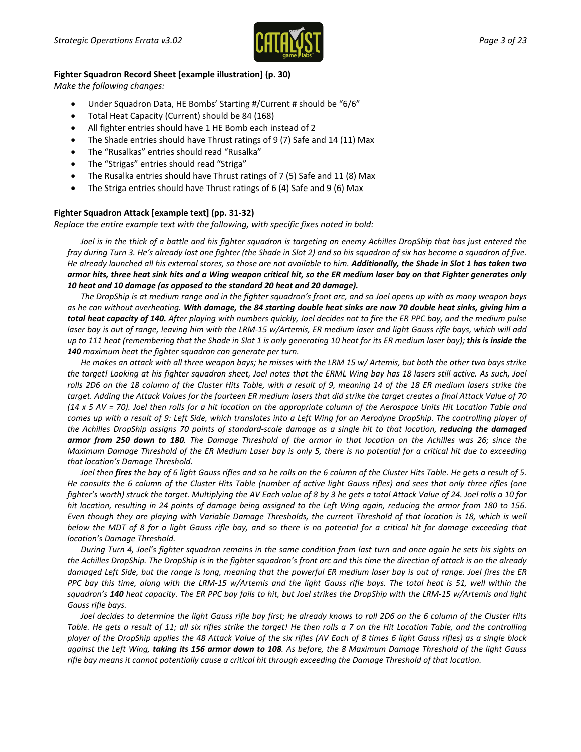**Fighter Squadron Record Sheet [example illustration] (p. 30)**

*Make the following changes:*

- Under Squadron Data, HE Bombs' Starting #/Current # should be "6/6"
- Total Heat Capacity (Current) should be 84 (168)
- All fighter entries should have 1 HE Bomb each instead of 2
- The Shade entries should have Thrust ratings of 9 (7) Safe and 14 (11) Max
- The "Rusalkas" entries should read "Rusalka"
- The "Strigas" entries should read "Striga"
- The Rusalka entries should have Thrust ratings of 7 (5) Safe and 11 (8) Max
- The Striga entries should have Thrust ratings of 6 (4) Safe and 9 (6) Max

**Fighter Squadron Attack [example text] (pp. 31-32)**

*Replace the entire example text with the following, with specific fixes noted in bold:*

*Joel is in the thick of a battle and his fighter squadron is targeting an enemy Achilles DropShip that has just entered the fray during Turn 3. He's already lost one fighter (the Shade in Slot 2) and so his squadron of six has become a squadron of five. He already launched all his external stores, so those are not available to him.* ***Additionally, the Shade in Slot 1 has taken two armor hits, three heat sink hits and a Wing weapon critical hit, so the ER medium laser bay on that Fighter generates only 10 heat and 10 damage (as opposed to the standard 20 heat and 20 damage).***

*The DropShip is at medium range and in the fighter squadron's front arc, and so Joel opens up with as many weapon bays as he can without overheating.* ***With damage, the 84 starting double heat sinks are now 70 double heat sinks, giving him a total heat capacity of 140.*** *After playing with numbers quickly, Joel decides not to fire the ER PPC bay, and the medium pulse laser bay is out of range, leaving him with the LRM-15 w/Artemis, ER medium laser and light Gauss rifle bays, which will add up to 111 heat (remembering that the Shade in Slot 1 is only generating 10 heat for its ER medium laser bay);* ***this is inside the 140*** *maximum heat the fighter squadron can generate per turn.*

*He makes an attack with all three weapon bays; he misses with the LRM 15 w/ Artemis, but both the other two bays strike the target! Looking at his fighter squadron sheet, Joel notes that the ERML Wing bay has 18 lasers still active. As such, Joel rolls 2D6 on the 18 column of the Cluster Hits Table, with a result of 9, meaning 14 of the 18 ER medium lasers strike the target. Adding the Attack Values for the fourteen ER medium lasers that did strike the target creates a final Attack Value of 70 (14 x 5 AV = 70). Joel then rolls for a hit location on the appropriate column of the Aerospace Units Hit Location Table and comes up with a result of 9: Left Side, which translates into a Left Wing for an Aerodyne DropShip. The controlling player of the Achilles DropShip assigns 70 points of standard-scale damage as a single hit to that location,* ***reducing the damaged armor from 250 down to 180****. The Damage Threshold of the armor in that location on the Achilles was 26; since the Maximum Damage Threshold of the ER Medium Laser bay is only 5, there is no potential for a critical hit due to exceeding that location's Damage Threshold.*

*Joel then* ***fires*** *the bay of 6 light Gauss rifles and so he rolls on the 6 column of the Cluster Hits Table. He gets a result of 5. He consults the 6 column of the Cluster Hits Table (number of active light Gauss rifles) and sees that only three rifles (one fighter's worth) struck the target. Multiplying the AV Each value of 8 by 3 he gets a total Attack Value of 24. Joel rolls a 10 for hit location, resulting in 24 points of damage being assigned to the Left Wing again, reducing the armor from 180 to 156. Even though they are playing with Variable Damage Thresholds, the current Threshold of that location is 18, which is well below the MDT of 8 for a light Gauss rifle bay, and so there is no potential for a critical hit for damage exceeding that location's Damage Threshold.*

*During Turn 4, Joel's fighter squadron remains in the same condition from last turn and once again he sets his sights on the Achilles DropShip. The DropShip is in the fighter squadron's front arc and this time the direction of attack is on the already damaged Left Side, but the range is long, meaning that the powerful ER medium laser bay is out of range. Joel fires the ER PPC bay this time, along with the LRM-15 w/Artemis and the light Gauss rifle bays. The total heat is 51, well within the squadron's* ***140*** *heat capacity. The ER PPC bay fails to hit, but Joel strikes the DropShip with the LRM-15 w/Artemis and light Gauss rifle bays.*

*Joel decides to determine the light Gauss rifle bay first; he already knows to roll 2D6 on the 6 column of the Cluster Hits Table. He gets a result of 11; all six rifles strike the target! He then rolls a 7 on the Hit Location Table, and the controlling player of the DropShip applies the 48 Attack Value of the six rifles (AV Each of 8 times 6 light Gauss rifles) as a single block against the Left Wing,* ***taking its 156 armor down to 108****. As before, the 8 Maximum Damage Threshold of the light Gauss rifle bay means it cannot potentially cause a critical hit through exceeding the Damage Threshold of that location.*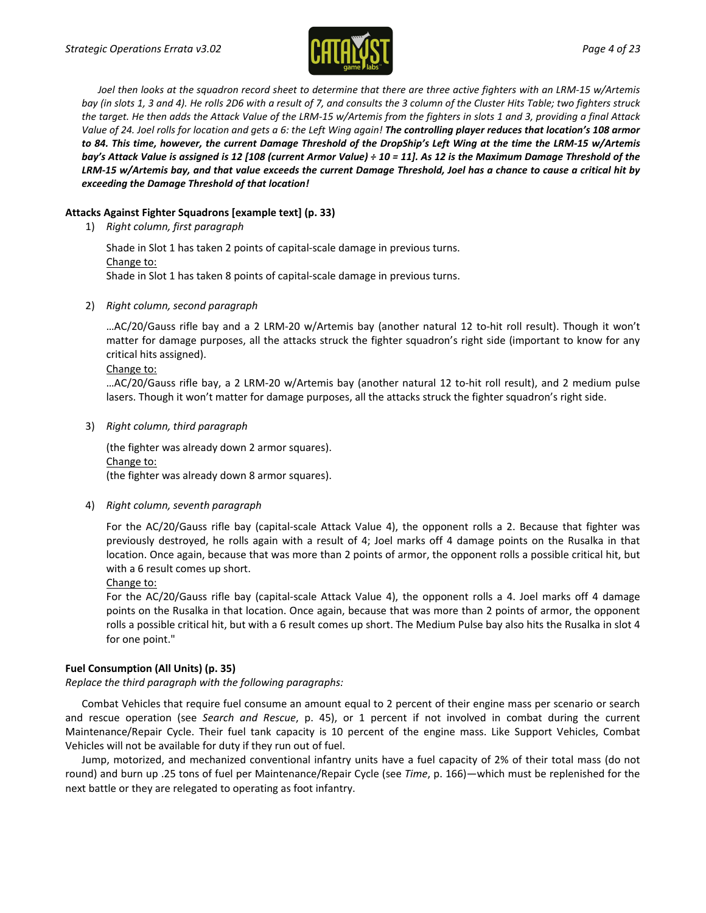*Joel then looks at the squadron record sheet to determine that there are three active fighters with an LRM-15 w/Artemis bay (in slots 1, 3 and 4). He rolls 2D6 with a result of 7, and consults the 3 column of the Cluster Hits Table; two fighters struck the target. He then adds the Attack Value of the LRM-15 w/Artemis from the fighters in slots 1 and 3, providing a final Attack Value of 24. Joel rolls for location and gets a 6: the Left Wing again!* ***The controlling player reduces that location's 108 armor to 84. This time, however, the current Damage Threshold of the DropShip's Left Wing at the time the LRM-15 w/Artemis bay's Attack Value is assigned is 12 [108 (current Armor Value) ÷ 10 = 11]. As 12 is the Maximum Damage Threshold of the LRM-15 w/Artemis bay, and that value exceeds the current Damage Threshold, Joel has a chance to cause a critical hit by exceeding the Damage Threshold of that location!***

**Attacks Against Fighter Squadrons [example text] (p. 33)**

1) *Right column, first paragraph*

   Shade in Slot 1 has taken 2 points of capital-scale damage in previous turns.
   Change to:
   Shade in Slot 1 has taken 8 points of capital-scale damage in previous turns.

2) *Right column, second paragraph*

   …AC/20/Gauss rifle bay and a 2 LRM-20 w/Artemis bay (another natural 12 to-hit roll result). Though it won't matter for damage purposes, all the attacks struck the fighter squadron's right side (important to know for any critical hits assigned).
   Change to:
   …AC/20/Gauss rifle bay, a 2 LRM-20 w/Artemis bay (another natural 12 to-hit roll result), and 2 medium pulse lasers. Though it won't matter for damage purposes, all the attacks struck the fighter squadron's right side.

3) *Right column, third paragraph*

   (the fighter was already down 2 armor squares).
   Change to:
   (the fighter was already down 8 armor squares).

4) *Right column, seventh paragraph*

   For the AC/20/Gauss rifle bay (capital-scale Attack Value 4), the opponent rolls a 2. Because that fighter was previously destroyed, he rolls again with a result of 4; Joel marks off 4 damage points on the Rusalka in that location. Once again, because that was more than 2 points of armor, the opponent rolls a possible critical hit, but with a 6 result comes up short.
   Change to:
   For the AC/20/Gauss rifle bay (capital-scale Attack Value 4), the opponent rolls a 4. Joel marks off 4 damage points on the Rusalka in that location. Once again, because that was more than 2 points of armor, the opponent rolls a possible critical hit, but with a 6 result comes up short. The Medium Pulse bay also hits the Rusalka in slot 4 for one point."

**Fuel Consumption (All Units) (p. 35)**

*Replace the third paragraph with the following paragraphs:*

Combat Vehicles that require fuel consume an amount equal to 2 percent of their engine mass per scenario or search and rescue operation (see *Search and Rescue*, p. 45), or 1 percent if not involved in combat during the current Maintenance/Repair Cycle. Their fuel tank capacity is 10 percent of the engine mass. Like Support Vehicles, Combat Vehicles will not be available for duty if they run out of fuel.

Jump, motorized, and mechanized conventional infantry units have a fuel capacity of 2% of their total mass (do not round) and burn up .25 tons of fuel per Maintenance/Repair Cycle (see *Time*, p. 166)—which must be replenished for the next battle or they are relegated to operating as foot infantry.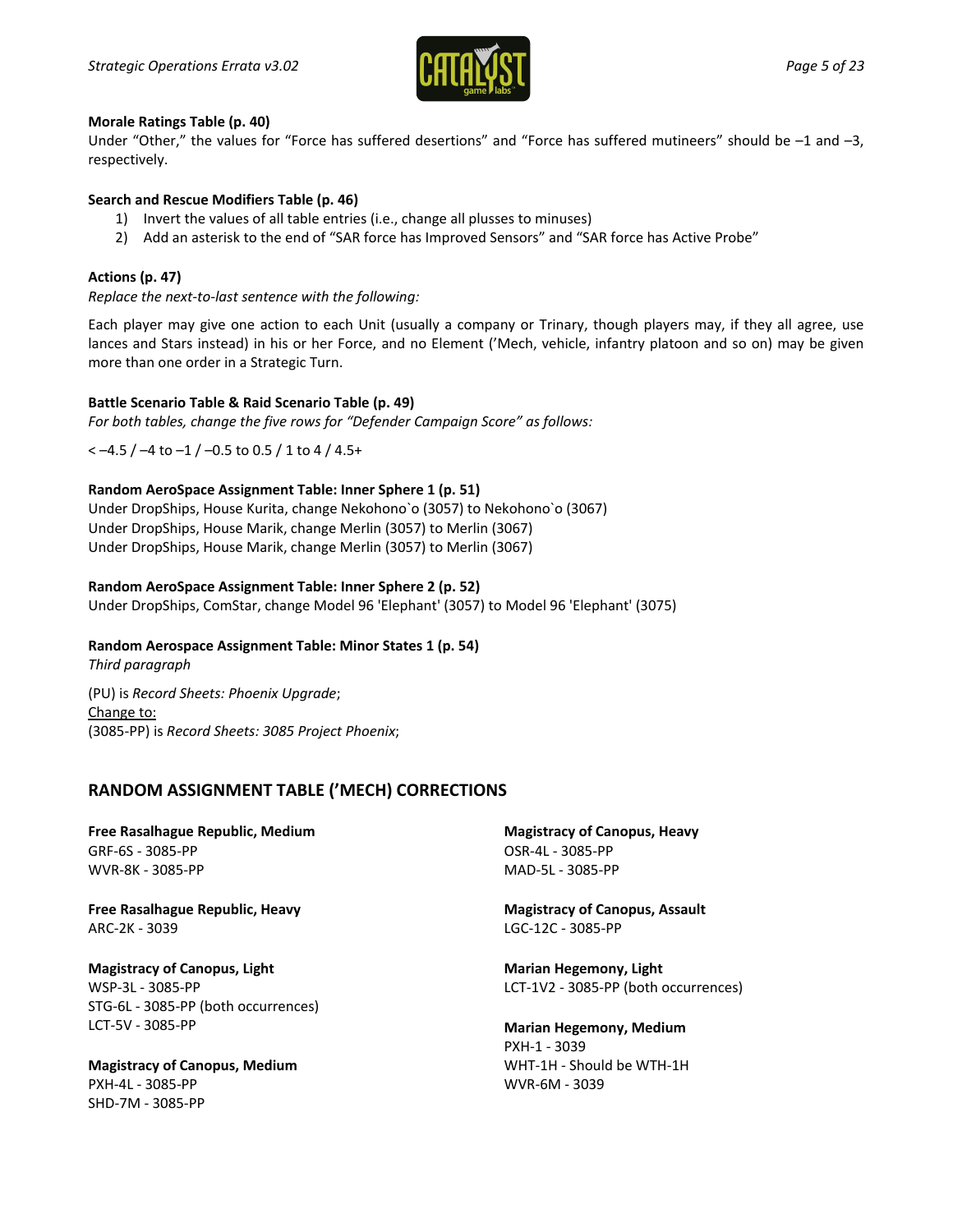**Morale Ratings Table (p. 40)**

Under "Other," the values for "Force has suffered desertions" and "Force has suffered mutineers" should be –1 and –3, respectively.

**Search and Rescue Modifiers Table (p. 46)**

1) Invert the values of all table entries (i.e., change all plusses to minuses)
2) Add an asterisk to the end of "SAR force has Improved Sensors" and "SAR force has Active Probe"

**Actions (p. 47)**

*Replace the next-to-last sentence with the following:*

Each player may give one action to each Unit (usually a company or Trinary, though players may, if they all agree, use lances and Stars instead) in his or her Force, and no Element ('Mech, vehicle, infantry platoon and so on) may be given more than one order in a Strategic Turn.

**Battle Scenario Table & Raid Scenario Table (p. 49)**

*For both tables, change the five rows for "Defender Campaign Score" as follows:*

< –4.5 / –4 to –1 / –0.5 to 0.5 / 1 to 4 / 4.5+

**Random AeroSpace Assignment Table: Inner Sphere 1 (p. 51)**

Under DropShips, House Kurita, change Nekohono`o (3057) to Nekohono`o (3067)
Under DropShips, House Marik, change Merlin (3057) to Merlin (3067)
Under DropShips, House Marik, change Merlin (3057) to Merlin (3067)

**Random AeroSpace Assignment Table: Inner Sphere 2 (p. 52)**

Under DropShips, ComStar, change Model 96 'Elephant' (3057) to Model 96 'Elephant' (3075)

**Random Aerospace Assignment Table: Minor States 1 (p. 54)**

*Third paragraph*

(PU) is *Record Sheets: Phoenix Upgrade*;
<u>Change to:</u>
(3085-PP) is *Record Sheets: 3085 Project Phoenix*;

## RANDOM ASSIGNMENT TABLE ('MECH) CORRECTIONS

**Free Rasalhague Republic, Medium**
GRF-6S - 3085-PP
WVR-8K - 3085-PP

**Free Rasalhague Republic, Heavy**
ARC-2K - 3039

**Magistracy of Canopus, Light**
WSP-3L - 3085-PP
STG-6L - 3085-PP (both occurrences)
LCT-5V - 3085-PP

**Magistracy of Canopus, Medium**
PXH-4L - 3085-PP
SHD-7M - 3085-PP

**Magistracy of Canopus, Heavy**
OSR-4L - 3085-PP
MAD-5L - 3085-PP

**Magistracy of Canopus, Assault**
LGC-12C - 3085-PP

**Marian Hegemony, Light**
LCT-1V2 - 3085-PP (both occurrences)

**Marian Hegemony, Medium**
PXH-1 - 3039
WHT-1H - Should be WTH-1H
WVR-6M - 3039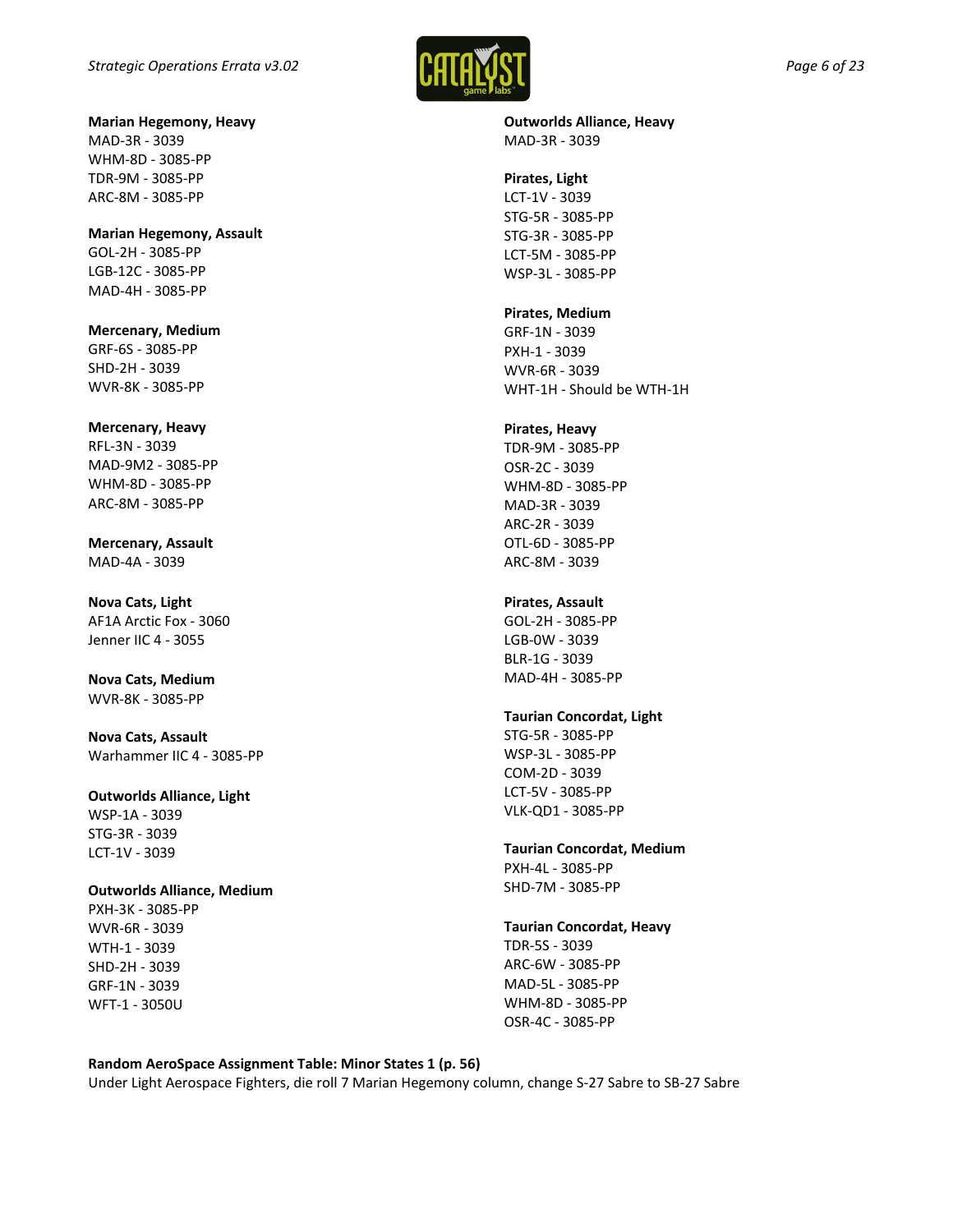**Marian Hegemony, Heavy**
MAD-3R - 3039
WHM-8D - 3085-PP
TDR-9M - 3085-PP
ARC-8M - 3085-PP

**Marian Hegemony, Assault**
GOL-2H - 3085-PP
LGB-12C - 3085-PP
MAD-4H - 3085-PP

**Mercenary, Medium**
GRF-6S - 3085-PP
SHD-2H - 3039
WVR-8K - 3085-PP

**Mercenary, Heavy**
RFL-3N - 3039
MAD-9M2 - 3085-PP
WHM-8D - 3085-PP
ARC-8M - 3085-PP

**Mercenary, Assault**
MAD-4A - 3039

**Nova Cats, Light**
AF1A Arctic Fox - 3060
Jenner IIC 4 - 3055

**Nova Cats, Medium**
WVR-8K - 3085-PP

**Nova Cats, Assault**
Warhammer IIC 4 - 3085-PP

**Outworlds Alliance, Light**
WSP-1A - 3039
STG-3R - 3039
LCT-1V - 3039

**Outworlds Alliance, Medium**
PXH-3K - 3085-PP
WVR-6R - 3039
WTH-1 - 3039
SHD-2H - 3039
GRF-1N - 3039
WFT-1 - 3050U

**Outworlds Alliance, Heavy**
MAD-3R - 3039

**Pirates, Light**
LCT-1V - 3039
STG-5R - 3085-PP
STG-3R - 3085-PP
LCT-5M - 3085-PP
WSP-3L - 3085-PP

**Pirates, Medium**
GRF-1N - 3039
PXH-1 - 3039
WVR-6R - 3039
WHT-1H - Should be WTH-1H

**Pirates, Heavy**
TDR-9M - 3085-PP
OSR-2C - 3039
WHM-8D - 3085-PP
MAD-3R - 3039
ARC-2R - 3039
OTL-6D - 3085-PP
ARC-8M - 3039

**Pirates, Assault**
GOL-2H - 3085-PP
LGB-0W - 3039
BLR-1G - 3039
MAD-4H - 3085-PP

**Taurian Concordat, Light**
STG-5R - 3085-PP
WSP-3L - 3085-PP
COM-2D - 3039
LCT-5V - 3085-PP
VLK-QD1 - 3085-PP

**Taurian Concordat, Medium**
PXH-4L - 3085-PP
SHD-7M - 3085-PP

**Taurian Concordat, Heavy**
TDR-5S - 3039
ARC-6W - 3085-PP
MAD-5L - 3085-PP
WHM-8D - 3085-PP
OSR-4C - 3085-PP

**Random AeroSpace Assignment Table: Minor States 1 (p. 56)**
Under Light Aerospace Fighters, die roll 7 Marian Hegemony column, change S-27 Sabre to SB-27 Sabre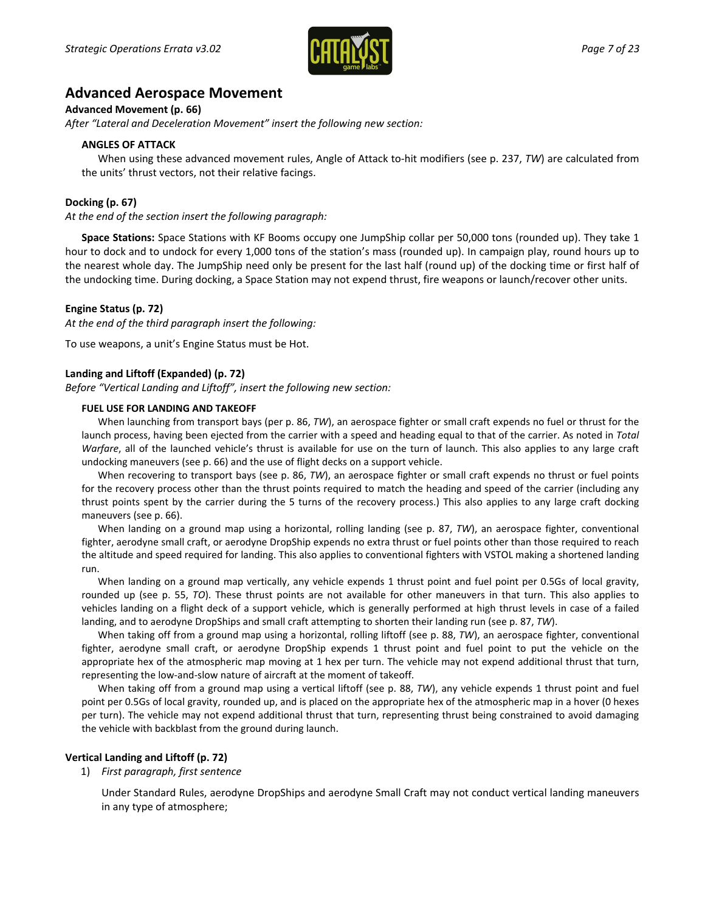## Advanced Aerospace Movement

**Advanced Movement (p. 66)**

*After "Lateral and Deceleration Movement" insert the following new section:*

**ANGLES OF ATTACK**

When using these advanced movement rules, Angle of Attack to-hit modifiers (see p. 237, *TW*) are calculated from the units' thrust vectors, not their relative facings.

**Docking (p. 67)**

*At the end of the section insert the following paragraph:*

**Space Stations:** Space Stations with KF Booms occupy one JumpShip collar per 50,000 tons (rounded up). They take 1 hour to dock and to undock for every 1,000 tons of the station's mass (rounded up). In campaign play, round hours up to the nearest whole day. The JumpShip need only be present for the last half (round up) of the docking time or first half of the undocking time. During docking, a Space Station may not expend thrust, fire weapons or launch/recover other units.

**Engine Status (p. 72)**

*At the end of the third paragraph insert the following:*

To use weapons, a unit's Engine Status must be Hot.

**Landing and Liftoff (Expanded) (p. 72)**

*Before "Vertical Landing and Liftoff", insert the following new section:*

**FUEL USE FOR LANDING AND TAKEOFF**

When launching from transport bays (per p. 86, *TW*), an aerospace fighter or small craft expends no fuel or thrust for the launch process, having been ejected from the carrier with a speed and heading equal to that of the carrier. As noted in *Total Warfare*, all of the launched vehicle's thrust is available for use on the turn of launch. This also applies to any large craft undocking maneuvers (see p. 66) and the use of flight decks on a support vehicle.

When recovering to transport bays (see p. 86, *TW*), an aerospace fighter or small craft expends no thrust or fuel points for the recovery process other than the thrust points required to match the heading and speed of the carrier (including any thrust points spent by the carrier during the 5 turns of the recovery process.) This also applies to any large craft docking maneuvers (see p. 66).

When landing on a ground map using a horizontal, rolling landing (see p. 87, *TW*), an aerospace fighter, conventional fighter, aerodyne small craft, or aerodyne DropShip expends no extra thrust or fuel points other than those required to reach the altitude and speed required for landing. This also applies to conventional fighters with VSTOL making a shortened landing run.

When landing on a ground map vertically, any vehicle expends 1 thrust point and fuel point per 0.5Gs of local gravity, rounded up (see p. 55, *TO*). These thrust points are not available for other maneuvers in that turn. This also applies to vehicles landing on a flight deck of a support vehicle, which is generally performed at high thrust levels in case of a failed landing, and to aerodyne DropShips and small craft attempting to shorten their landing run (see p. 87, *TW*).

When taking off from a ground map using a horizontal, rolling liftoff (see p. 88, *TW*), an aerospace fighter, conventional fighter, aerodyne small craft, or aerodyne DropShip expends 1 thrust point and fuel point to put the vehicle on the appropriate hex of the atmospheric map moving at 1 hex per turn. The vehicle may not expend additional thrust that turn, representing the low-and-slow nature of aircraft at the moment of takeoff.

When taking off from a ground map using a vertical liftoff (see p. 88, *TW*), any vehicle expends 1 thrust point and fuel point per 0.5Gs of local gravity, rounded up, and is placed on the appropriate hex of the atmospheric map in a hover (0 hexes per turn). The vehicle may not expend additional thrust that turn, representing thrust being constrained to avoid damaging the vehicle with backblast from the ground during launch.

**Vertical Landing and Liftoff (p. 72)**

1) *First paragraph, first sentence*

   Under Standard Rules, aerodyne DropShips and aerodyne Small Craft may not conduct vertical landing maneuvers in any type of atmosphere;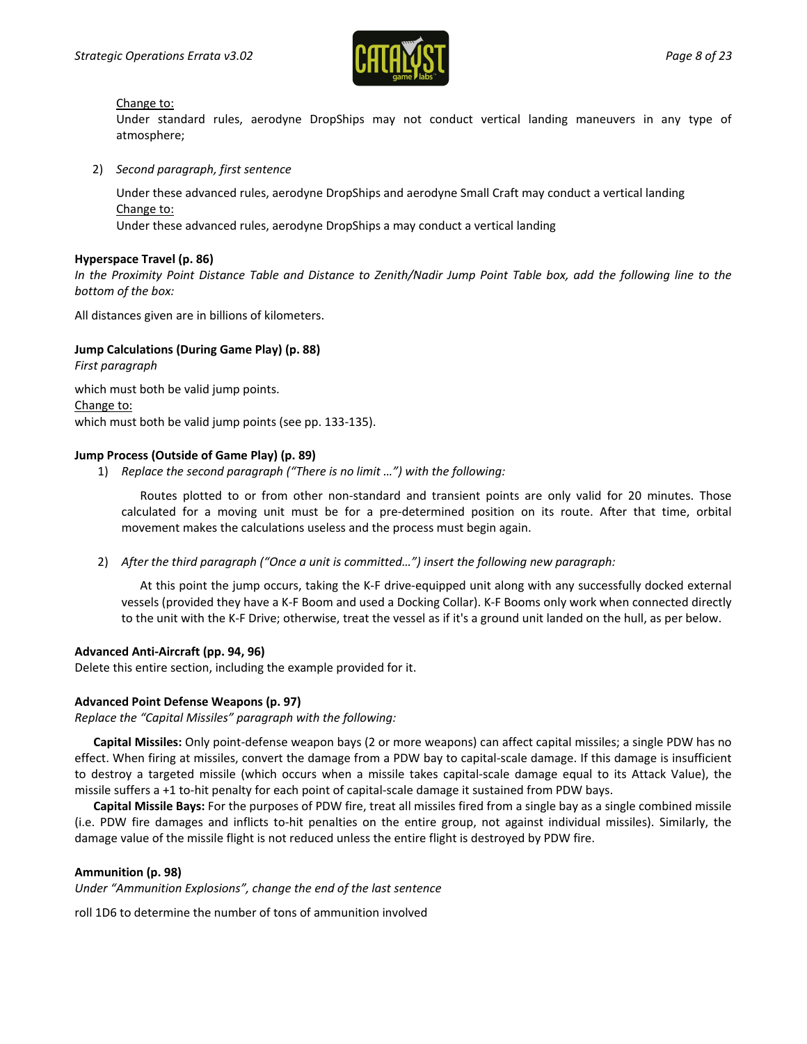<u>Change to:</u>

Under standard rules, aerodyne DropShips may not conduct vertical landing maneuvers in any type of atmosphere;

2) *Second paragraph, first sentence*

Under these advanced rules, aerodyne DropShips and aerodyne Small Craft may conduct a vertical landing

<u>Change to:</u>

Under these advanced rules, aerodyne DropShips a may conduct a vertical landing

**Hyperspace Travel (p. 86)**

*In the Proximity Point Distance Table and Distance to Zenith/Nadir Jump Point Table box, add the following line to the bottom of the box:*

All distances given are in billions of kilometers.

**Jump Calculations (During Game Play) (p. 88)**

*First paragraph*

which must both be valid jump points.

<u>Change to:</u>

which must both be valid jump points (see pp. 133-135).

**Jump Process (Outside of Game Play) (p. 89)**

1) *Replace the second paragraph ("There is no limit …") with the following:*

   Routes plotted to or from other non-standard and transient points are only valid for 20 minutes. Those calculated for a moving unit must be for a pre-determined position on its route. After that time, orbital movement makes the calculations useless and the process must begin again.

2) *After the third paragraph ("Once a unit is committed…") insert the following new paragraph:*

   At this point the jump occurs, taking the K-F drive-equipped unit along with any successfully docked external vessels (provided they have a K-F Boom and used a Docking Collar). K-F Booms only work when connected directly to the unit with the K-F Drive; otherwise, treat the vessel as if it's a ground unit landed on the hull, as per below.

**Advanced Anti-Aircraft (pp. 94, 96)**

Delete this entire section, including the example provided for it.

**Advanced Point Defense Weapons (p. 97)**

*Replace the "Capital Missiles" paragraph with the following:*

**Capital Missiles:** Only point-defense weapon bays (2 or more weapons) can affect capital missiles; a single PDW has no effect. When firing at missiles, convert the damage from a PDW bay to capital-scale damage. If this damage is insufficient to destroy a targeted missile (which occurs when a missile takes capital-scale damage equal to its Attack Value), the missile suffers a +1 to-hit penalty for each point of capital-scale damage it sustained from PDW bays.

**Capital Missile Bays:** For the purposes of PDW fire, treat all missiles fired from a single bay as a single combined missile (i.e. PDW fire damages and inflicts to-hit penalties on the entire group, not against individual missiles). Similarly, the damage value of the missile flight is not reduced unless the entire flight is destroyed by PDW fire.

**Ammunition (p. 98)**

*Under "Ammunition Explosions", change the end of the last sentence*

roll 1D6 to determine the number of tons of ammunition involved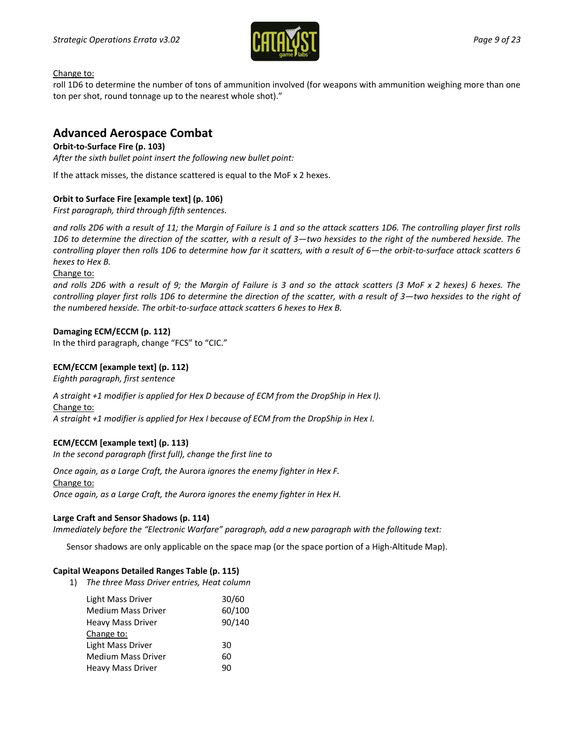Change to:

roll 1D6 to determine the number of tons of ammunition involved (for weapons with ammunition weighing more than one ton per shot, round tonnage up to the nearest whole shot)."

## Advanced Aerospace Combat

**Orbit-to-Surface Fire (p. 103)**

*After the sixth bullet point insert the following new bullet point:*

If the attack misses, the distance scattered is equal to the MoF x 2 hexes.

**Orbit to Surface Fire [example text] (p. 106)**

*First paragraph, third through fifth sentences.*

*and rolls 2D6 with a result of 11; the Margin of Failure is 1 and so the attack scatters 1D6. The controlling player first rolls 1D6 to determine the direction of the scatter, with a result of 3—two hexsides to the right of the numbered hexside. The controlling player then rolls 1D6 to determine how far it scatters, with a result of 6—the orbit-to-surface attack scatters 6 hexes to Hex B.*

Change to:

*and rolls 2D6 with a result of 9; the Margin of Failure is 3 and so the attack scatters (3 MoF x 2 hexes) 6 hexes. The controlling player first rolls 1D6 to determine the direction of the scatter, with a result of 3—two hexsides to the right of the numbered hexside. The orbit-to-surface attack scatters 6 hexes to Hex B.*

**Damaging ECM/ECCM (p. 112)**

In the third paragraph, change "FCS" to "CIC."

**ECM/ECCM [example text] (p. 112)**

*Eighth paragraph, first sentence*

*A straight +1 modifier is applied for Hex D because of ECM from the DropShip in Hex I).*

Change to:

*A straight +1 modifier is applied for Hex I because of ECM from the DropShip in Hex I.*

**ECM/ECCM [example text] (p. 113)**

*In the second paragraph (first full), change the first line to*

*Once again, as a Large Craft, the* Aurora *ignores the enemy fighter in Hex F.*

Change to:

*Once again, as a Large Craft, the Aurora ignores the enemy fighter in Hex H.*

**Large Craft and Sensor Shadows (p. 114)**

*Immediately before the "Electronic Warfare" paragraph, add a new paragraph with the following text:*

Sensor shadows are only applicable on the space map (or the space portion of a High-Altitude Map).

**Capital Weapons Detailed Ranges Table (p. 115)**

1) *The three Mass Driver entries, Heat column*

| | |
|---|---|
| Light Mass Driver | 30/60 |
| Medium Mass Driver | 60/100 |
| Heavy Mass Driver | 90/140 |

Change to:

| | |
|---|---|
| Light Mass Driver | 30 |
| Medium Mass Driver | 60 |
| Heavy Mass Driver | 90 |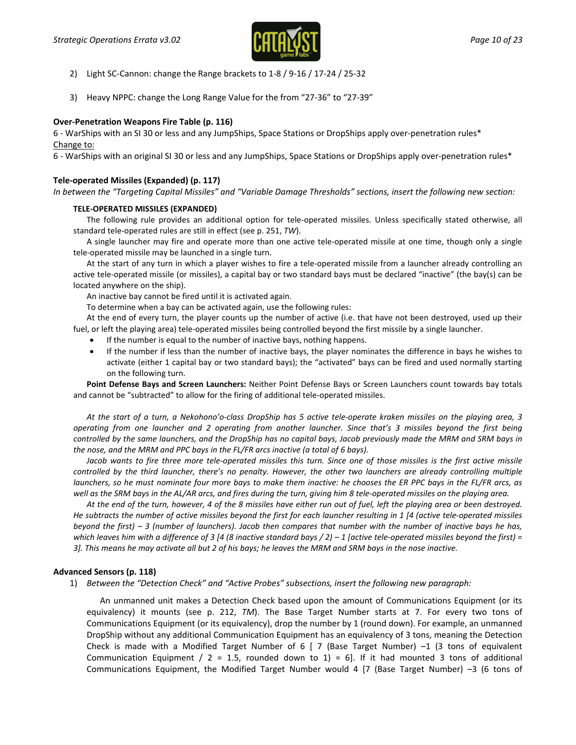2) Light SC-Cannon: change the Range brackets to 1-8 / 9-16 / 17-24 / 25-32

3) Heavy NPPC: change the Long Range Value for the from "27-36" to "27-39"

**Over-Penetration Weapons Fire Table (p. 116)**

6 - WarShips with an SI 30 or less and any JumpShips, Space Stations or DropShips apply over-penetration rules*

Change to:

6 - WarShips with an original SI 30 or less and any JumpShips, Space Stations or DropShips apply over-penetration rules*

**Tele-operated Missiles (Expanded) (p. 117)**

*In between the "Targeting Capital Missiles" and "Variable Damage Thresholds" sections, insert the following new section:*

**TELE-OPERATED MISSILES (EXPANDED)**

The following rule provides an additional option for tele-operated missiles. Unless specifically stated otherwise, all standard tele-operated rules are still in effect (see p. 251, *TW*).

A single launcher may fire and operate more than one active tele-operated missile at one time, though only a single tele-operated missile may be launched in a single turn.

At the start of any turn in which a player wishes to fire a tele-operated missile from a launcher already controlling an active tele-operated missile (or missiles), a capital bay or two standard bays must be declared "inactive" (the bay(s) can be located anywhere on the ship).

An inactive bay cannot be fired until it is activated again.

To determine when a bay can be activated again, use the following rules:

At the end of every turn, the player counts up the number of active (i.e. that have not been destroyed, used up their fuel, or left the playing area) tele-operated missiles being controlled beyond the first missile by a single launcher.

- If the number is equal to the number of inactive bays, nothing happens.
- If the number if less than the number of inactive bays, the player nominates the difference in bays he wishes to activate (either 1 capital bay or two standard bays); the "activated" bays can be fired and used normally starting on the following turn.

**Point Defense Bays and Screen Launchers:** Neither Point Defense Bays or Screen Launchers count towards bay totals and cannot be "subtracted" to allow for the firing of additional tele-operated missiles.

*At the start of a turn, a Nekohono'o-class DropShip has 5 active tele-operate kraken missiles on the playing area, 3 operating from one launcher and 2 operating from another launcher. Since that's 3 missiles beyond the first being controlled by the same launchers, and the DropShip has no capital bays, Jacob previously made the MRM and SRM bays in the nose, and the MRM and PPC bays in the FL/FR arcs inactive (a total of 6 bays).*

*Jacob wants to fire three more tele-operated missiles this turn. Since one of those missiles is the first active missile controlled by the third launcher, there's no penalty. However, the other two launchers are already controlling multiple launchers, so he must nominate four more bays to make them inactive: he chooses the ER PPC bays in the FL/FR arcs, as well as the SRM bays in the AL/AR arcs, and fires during the turn, giving him 8 tele-operated missiles on the playing area.*

*At the end of the turn, however, 4 of the 8 missiles have either run out of fuel, left the playing area or been destroyed. He subtracts the number of active missiles beyond the first for each launcher resulting in 1 [4 (active tele-operated missiles beyond the first) – 3 (number of launchers). Jacob then compares that number with the number of inactive bays he has, which leaves him with a difference of 3 [4 (8 inactive standard bays / 2) – 1 [active tele-operated missiles beyond the first) = 3]. This means he may activate all but 2 of his bays; he leaves the MRM and SRM bays in the nose inactive.*

**Advanced Sensors (p. 118)**

1) *Between the "Detection Check" and "Active Probes" subsections, insert the following new paragraph:*

   An unmanned unit makes a Detection Check based upon the amount of Communications Equipment (or its equivalency) it mounts (see p. 212, *TM*). The Base Target Number starts at 7. For every two tons of Communications Equipment (or its equivalency), drop the number by 1 (round down). For example, an unmanned DropShip without any additional Communication Equipment has an equivalency of 3 tons, meaning the Detection Check is made with a Modified Target Number of 6 [ 7 (Base Target Number) –1 (3 tons of equivalent Communication Equipment / 2 = 1.5, rounded down to 1) = 6]. If it had mounted 3 tons of additional Communications Equipment, the Modified Target Number would 4 [7 (Base Target Number) –3 (6 tons of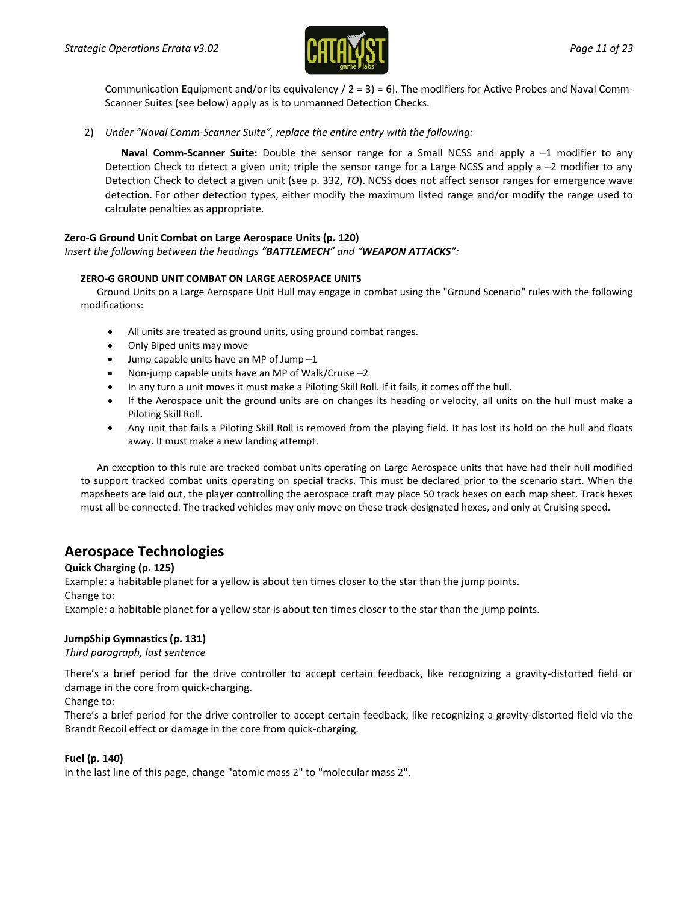Communication Equipment and/or its equivalency / 2 = 3) = 6]. The modifiers for Active Probes and Naval Comm-Scanner Suites (see below) apply as is to unmanned Detection Checks.

2) *Under "Naval Comm-Scanner Suite", replace the entire entry with the following:*

**Naval Comm-Scanner Suite:** Double the sensor range for a Small NCSS and apply a –1 modifier to any Detection Check to detect a given unit; triple the sensor range for a Large NCSS and apply a –2 modifier to any Detection Check to detect a given unit (see p. 332, *TO*). NCSS does not affect sensor ranges for emergence wave detection. For other detection types, either modify the maximum listed range and/or modify the range used to calculate penalties as appropriate.

**Zero-G Ground Unit Combat on Large Aerospace Units (p. 120)**

*Insert the following between the headings "**BATTLEMECH**" and "**WEAPON ATTACKS**":*

**ZERO-G GROUND UNIT COMBAT ON LARGE AEROSPACE UNITS**

Ground Units on a Large Aerospace Unit Hull may engage in combat using the "Ground Scenario" rules with the following modifications:

- All units are treated as ground units, using ground combat ranges.
- Only Biped units may move
- Jump capable units have an MP of Jump –1
- Non-jump capable units have an MP of Walk/Cruise –2
- In any turn a unit moves it must make a Piloting Skill Roll. If it fails, it comes off the hull.
- If the Aerospace unit the ground units are on changes its heading or velocity, all units on the hull must make a Piloting Skill Roll.
- Any unit that fails a Piloting Skill Roll is removed from the playing field. It has lost its hold on the hull and floats away. It must make a new landing attempt.

An exception to this rule are tracked combat units operating on Large Aerospace units that have had their hull modified to support tracked combat units operating on special tracks. This must be declared prior to the scenario start. When the mapsheets are laid out, the player controlling the aerospace craft may place 50 track hexes on each map sheet. Track hexes must all be connected. The tracked vehicles may only move on these track-designated hexes, and only at Cruising speed.

## Aerospace Technologies

**Quick Charging (p. 125)**

Example: a habitable planet for a yellow is about ten times closer to the star than the jump points.

Change to:

Example: a habitable planet for a yellow star is about ten times closer to the star than the jump points.

**JumpShip Gymnastics (p. 131)**

*Third paragraph, last sentence*

There's a brief period for the drive controller to accept certain feedback, like recognizing a gravity-distorted field or damage in the core from quick-charging.

Change to:

There's a brief period for the drive controller to accept certain feedback, like recognizing a gravity-distorted field via the Brandt Recoil effect or damage in the core from quick-charging.

**Fuel (p. 140)**

In the last line of this page, change "atomic mass 2" to "molecular mass 2".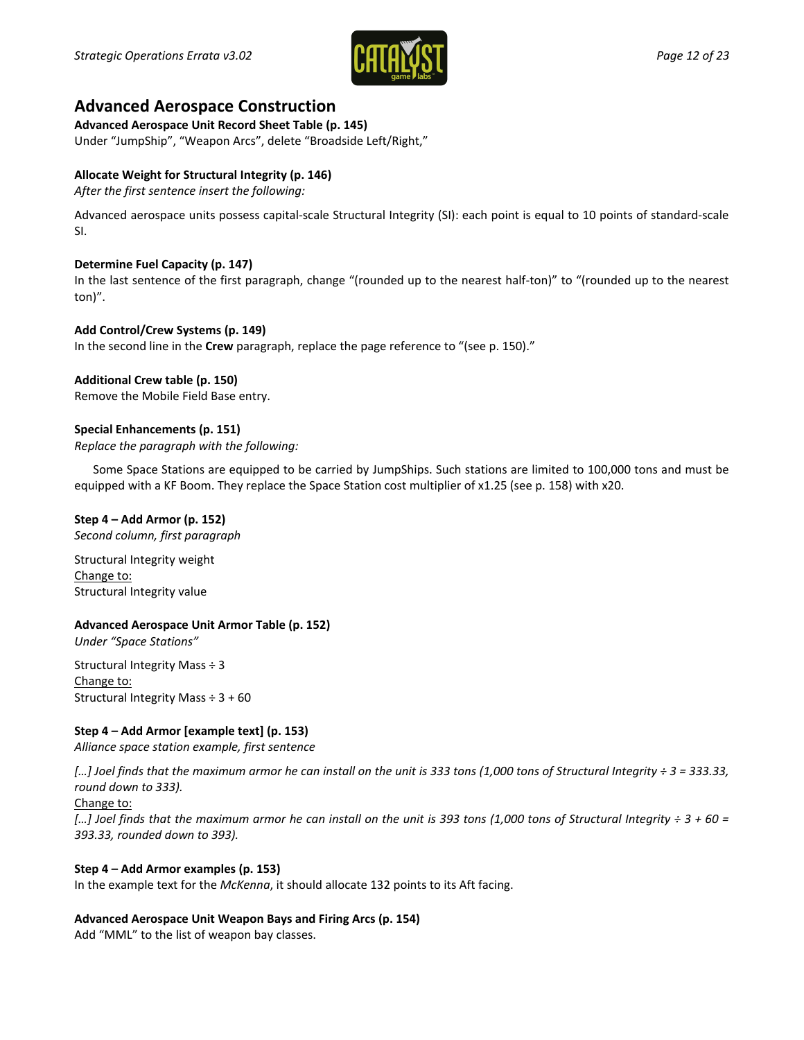# Advanced Aerospace Construction

**Advanced Aerospace Unit Record Sheet Table (p. 145)**
Under "JumpShip", "Weapon Arcs", delete "Broadside Left/Right,"

**Allocate Weight for Structural Integrity (p. 146)**
*After the first sentence insert the following:*

Advanced aerospace units possess capital-scale Structural Integrity (SI): each point is equal to 10 points of standard-scale SI.

**Determine Fuel Capacity (p. 147)**
In the last sentence of the first paragraph, change "(rounded up to the nearest half-ton)" to "(rounded up to the nearest ton)".

**Add Control/Crew Systems (p. 149)**
In the second line in the **Crew** paragraph, replace the page reference to "(see p. 150)."

**Additional Crew table (p. 150)**
Remove the Mobile Field Base entry.

**Special Enhancements (p. 151)**
*Replace the paragraph with the following:*

Some Space Stations are equipped to be carried by JumpShips. Such stations are limited to 100,000 tons and must be equipped with a KF Boom. They replace the Space Station cost multiplier of x1.25 (see p. 158) with x20.

**Step 4 – Add Armor (p. 152)**
*Second column, first paragraph*

Structural Integrity weight
Change to:
Structural Integrity value

**Advanced Aerospace Unit Armor Table (p. 152)**
*Under "Space Stations"*

Structural Integrity Mass ÷ 3
Change to:
Structural Integrity Mass ÷ 3 + 60

**Step 4 – Add Armor [example text] (p. 153)**
*Alliance space station example, first sentence*

*[…] Joel finds that the maximum armor he can install on the unit is 333 tons (1,000 tons of Structural Integrity ÷ 3 = 333.33, round down to 333).*
Change to:
*[…] Joel finds that the maximum armor he can install on the unit is 393 tons (1,000 tons of Structural Integrity ÷ 3 + 60 = 393.33, rounded down to 393).*

**Step 4 – Add Armor examples (p. 153)**
In the example text for the *McKenna*, it should allocate 132 points to its Aft facing.

**Advanced Aerospace Unit Weapon Bays and Firing Arcs (p. 154)**
Add "MML" to the list of weapon bay classes.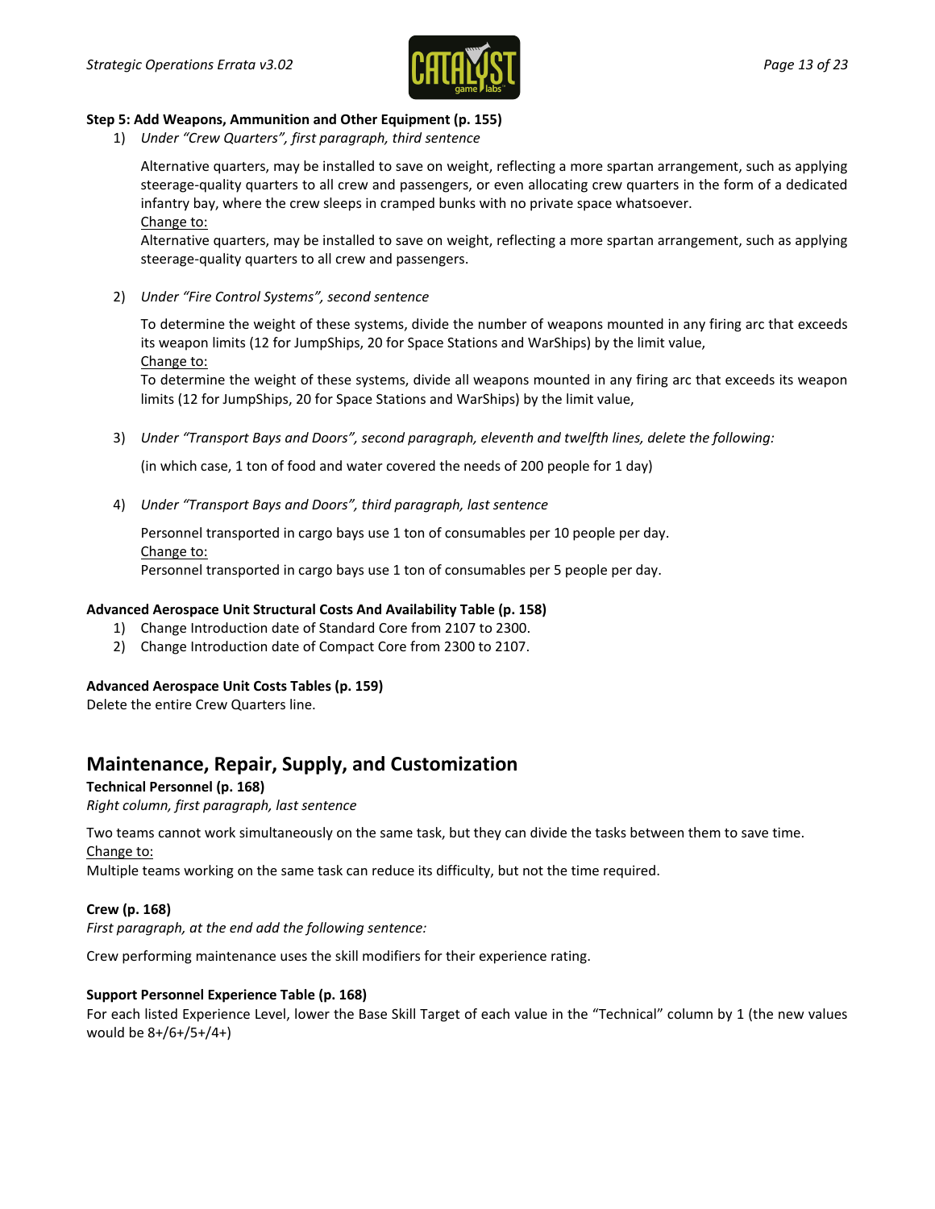**Step 5: Add Weapons, Ammunition and Other Equipment (p. 155)**

1) *Under "Crew Quarters", first paragraph, third sentence*

   Alternative quarters, may be installed to save on weight, reflecting a more spartan arrangement, such as applying steerage-quality quarters to all crew and passengers, or even allocating crew quarters in the form of a dedicated infantry bay, where the crew sleeps in cramped bunks with no private space whatsoever.
   Change to:
   Alternative quarters, may be installed to save on weight, reflecting a more spartan arrangement, such as applying steerage-quality quarters to all crew and passengers.

2) *Under "Fire Control Systems", second sentence*

   To determine the weight of these systems, divide the number of weapons mounted in any firing arc that exceeds its weapon limits (12 for JumpShips, 20 for Space Stations and WarShips) by the limit value,
   Change to:
   To determine the weight of these systems, divide all weapons mounted in any firing arc that exceeds its weapon limits (12 for JumpShips, 20 for Space Stations and WarShips) by the limit value,

3) *Under "Transport Bays and Doors", second paragraph, eleventh and twelfth lines, delete the following:*

   (in which case, 1 ton of food and water covered the needs of 200 people for 1 day)

4) *Under "Transport Bays and Doors", third paragraph, last sentence*

   Personnel transported in cargo bays use 1 ton of consumables per 10 people per day.
   Change to:
   Personnel transported in cargo bays use 1 ton of consumables per 5 people per day.

**Advanced Aerospace Unit Structural Costs And Availability Table (p. 158)**

1) Change Introduction date of Standard Core from 2107 to 2300.
2) Change Introduction date of Compact Core from 2300 to 2107.

**Advanced Aerospace Unit Costs Tables (p. 159)**

Delete the entire Crew Quarters line.

## Maintenance, Repair, Supply, and Customization

**Technical Personnel (p. 168)**

*Right column, first paragraph, last sentence*

Two teams cannot work simultaneously on the same task, but they can divide the tasks between them to save time.
Change to:
Multiple teams working on the same task can reduce its difficulty, but not the time required.

**Crew (p. 168)**

*First paragraph, at the end add the following sentence:*

Crew performing maintenance uses the skill modifiers for their experience rating.

**Support Personnel Experience Table (p. 168)**

For each listed Experience Level, lower the Base Skill Target of each value in the "Technical" column by 1 (the new values would be 8+/6+/5+/4+)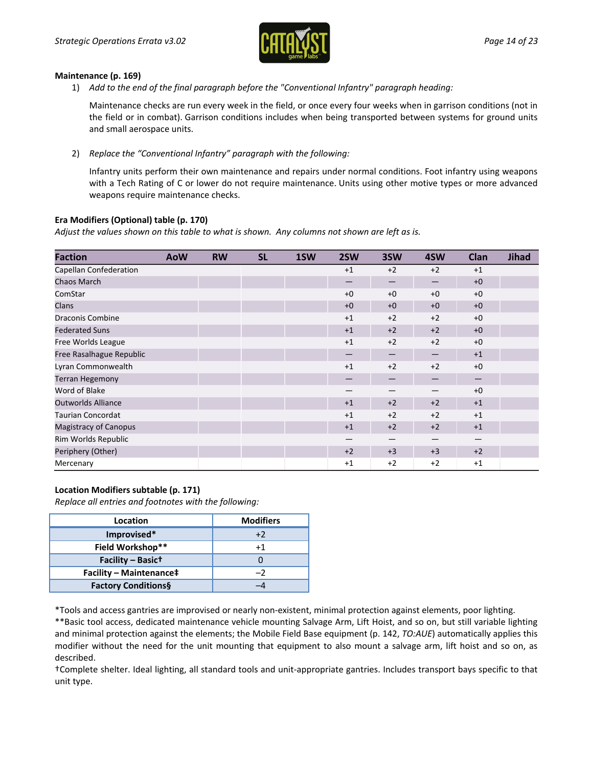**Maintenance (p. 169)**

1) *Add to the end of the final paragraph before the "Conventional Infantry" paragraph heading:*

   Maintenance checks are run every week in the field, or once every four weeks when in garrison conditions (not in the field or in combat). Garrison conditions includes when being transported between systems for ground units and small aerospace units.

2) *Replace the "Conventional Infantry" paragraph with the following:*

   Infantry units perform their own maintenance and repairs under normal conditions. Foot infantry using weapons with a Tech Rating of C or lower do not require maintenance. Units using other motive types or more advanced weapons require maintenance checks.

**Era Modifiers (Optional) table (p. 170)**

*Adjust the values shown on this table to what is shown. Any columns not shown are left as is.*

| Faction | AoW | RW | SL | 1SW | 2SW | 3SW | 4SW | Clan | Jihad |
|---|---|---|---|---|---|---|---|---|---|
| Capellan Confederation | | | | | +1 | +2 | +2 | +1 | |
| Chaos March | | | | | — | — | — | +0 | |
| ComStar | | | | | +0 | +0 | +0 | +0 | |
| Clans | | | | | +0 | +0 | +0 | +0 | |
| Draconis Combine | | | | | +1 | +2 | +2 | +0 | |
| Federated Suns | | | | | +1 | +2 | +2 | +0 | |
| Free Worlds League | | | | | +1 | +2 | +2 | +0 | |
| Free Rasalhague Republic | | | | | — | — | — | +1 | |
| Lyran Commonwealth | | | | | +1 | +2 | +2 | +0 | |
| Terran Hegemony | | | | | — | — | — | — | |
| Word of Blake | | | | | — | — | — | +0 | |
| Outworlds Alliance | | | | | +1 | +2 | +2 | +1 | |
| Taurian Concordat | | | | | +1 | +2 | +2 | +1 | |
| Magistracy of Canopus | | | | | +1 | +2 | +2 | +1 | |
| Rim Worlds Republic | | | | | — | — | — | — | |
| Periphery (Other) | | | | | +2 | +3 | +3 | +2 | |
| Mercenary | | | | | +1 | +2 | +2 | +1 | |

**Location Modifiers subtable (p. 171)**

*Replace all entries and footnotes with the following:*

| Location | Modifiers |
|---|---|
| **Improvised*** | +2 |
| **Field Workshop**** | +1 |
| **Facility – Basic†** | 0 |
| **Facility – Maintenance‡** | –2 |
| **Factory Conditions§** | –4 |

*Tools and access gantries are improvised or nearly non-existent, minimal protection against elements, poor lighting.

**Basic tool access, dedicated maintenance vehicle mounting Salvage Arm, Lift Hoist, and so on, but still variable lighting and minimal protection against the elements; the Mobile Field Base equipment (p. 142, *TO:AUE*) automatically applies this modifier without the need for the unit mounting that equipment to also mount a salvage arm, lift hoist and so on, as described.

†Complete shelter. Ideal lighting, all standard tools and unit-appropriate gantries. Includes transport bays specific to that unit type.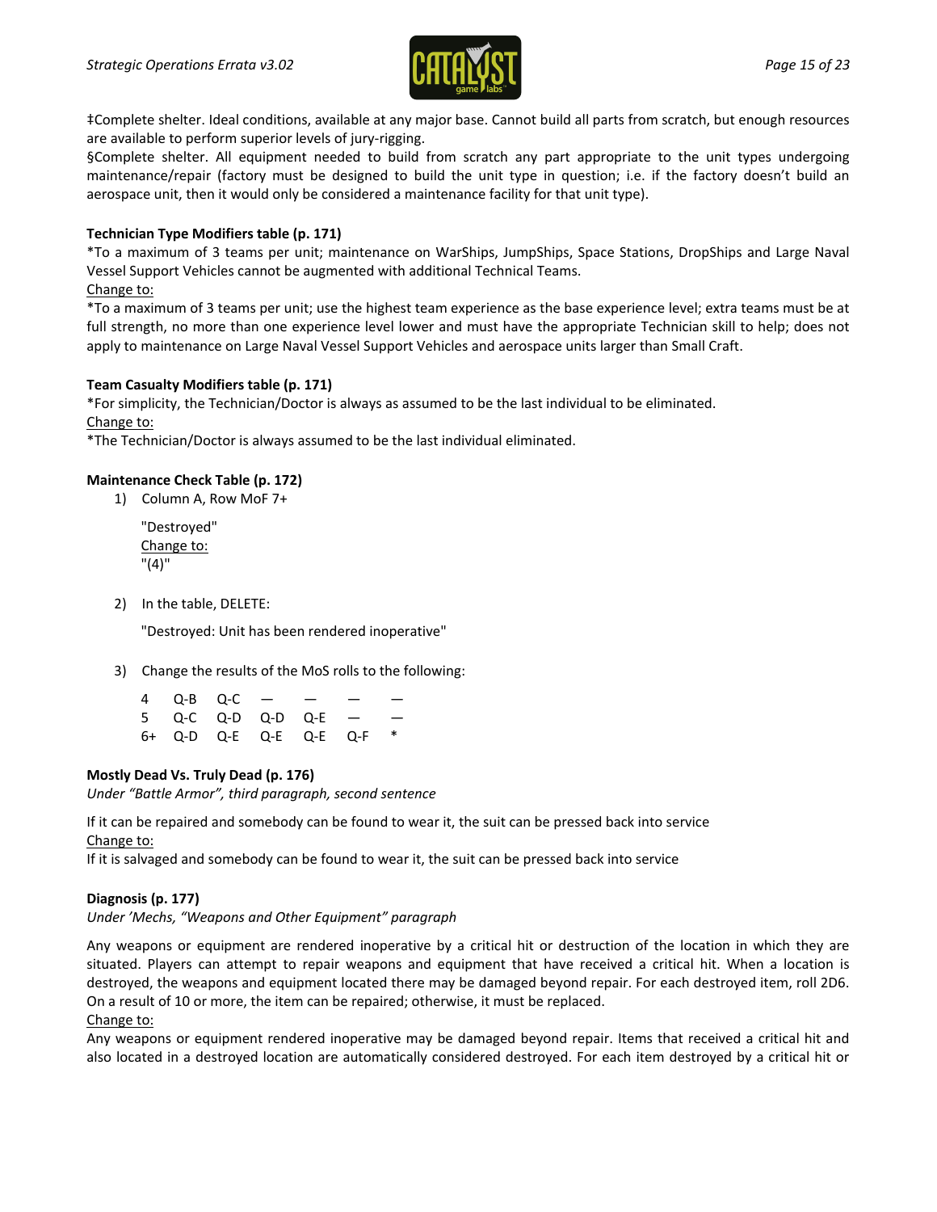‡Complete shelter. Ideal conditions, available at any major base. Cannot build all parts from scratch, but enough resources are available to perform superior levels of jury-rigging.

§Complete shelter. All equipment needed to build from scratch any part appropriate to the unit types undergoing maintenance/repair (factory must be designed to build the unit type in question; i.e. if the factory doesn't build an aerospace unit, then it would only be considered a maintenance facility for that unit type).

**Technician Type Modifiers table (p. 171)**

*To a maximum of 3 teams per unit; maintenance on WarShips, JumpShips, Space Stations, DropShips and Large Naval Vessel Support Vehicles cannot be augmented with additional Technical Teams.

Change to:

*To a maximum of 3 teams per unit; use the highest team experience as the base experience level; extra teams must be at full strength, no more than one experience level lower and must have the appropriate Technician skill to help; does not apply to maintenance on Large Naval Vessel Support Vehicles and aerospace units larger than Small Craft.

**Team Casualty Modifiers table (p. 171)**

*For simplicity, the Technician/Doctor is always as assumed to be the last individual to be eliminated.

Change to:

*The Technician/Doctor is always assumed to be the last individual eliminated.

**Maintenance Check Table (p. 172)**

1) Column A, Row MoF 7+

   "Destroyed"
   
   Change to:
   
   "(4)"

2) In the table, DELETE:

   "Destroyed: Unit has been rendered inoperative"

3) Change the results of the MoS rolls to the following:

| | | | | | | |
|---|---|---|---|---|---|---|
| 4 | Q-B | Q-C | — | — | — | — |
| 5 | Q-C | Q-D | Q-D | Q-E | — | — |
| 6+ | Q-D | Q-E | Q-E | Q-E | Q-F | * |

**Mostly Dead Vs. Truly Dead (p. 176)**

*Under "Battle Armor", third paragraph, second sentence*

If it can be repaired and somebody can be found to wear it, the suit can be pressed back into service

Change to:

If it is salvaged and somebody can be found to wear it, the suit can be pressed back into service

**Diagnosis (p. 177)**

*Under 'Mechs, "Weapons and Other Equipment" paragraph*

Any weapons or equipment are rendered inoperative by a critical hit or destruction of the location in which they are situated. Players can attempt to repair weapons and equipment that have received a critical hit. When a location is destroyed, the weapons and equipment located there may be damaged beyond repair. For each destroyed item, roll 2D6. On a result of 10 or more, the item can be repaired; otherwise, it must be replaced.

Change to:

Any weapons or equipment rendered inoperative may be damaged beyond repair. Items that received a critical hit and also located in a destroyed location are automatically considered destroyed. For each item destroyed by a critical hit or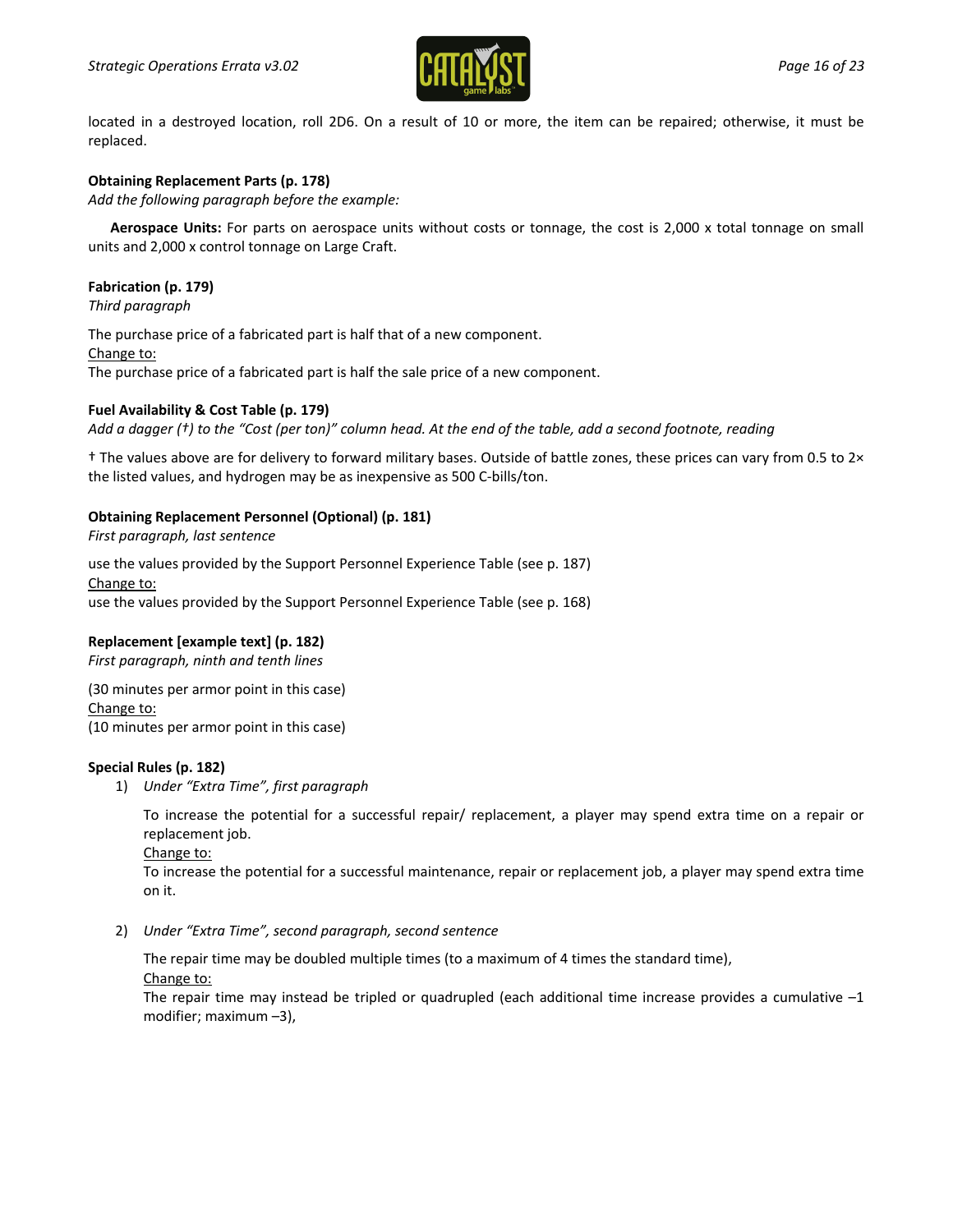located in a destroyed location, roll 2D6. On a result of 10 or more, the item can be repaired; otherwise, it must be replaced.

**Obtaining Replacement Parts (p. 178)**

*Add the following paragraph before the example:*

**Aerospace Units:** For parts on aerospace units without costs or tonnage, the cost is 2,000 x total tonnage on small units and 2,000 x control tonnage on Large Craft.

**Fabrication (p. 179)**

*Third paragraph*

The purchase price of a fabricated part is half that of a new component.

<u>Change to:</u>

The purchase price of a fabricated part is half the sale price of a new component.

**Fuel Availability & Cost Table (p. 179)**

*Add a dagger (†) to the "Cost (per ton)" column head. At the end of the table, add a second footnote, reading*

† The values above are for delivery to forward military bases. Outside of battle zones, these prices can vary from 0.5 to 2× the listed values, and hydrogen may be as inexpensive as 500 C-bills/ton.

**Obtaining Replacement Personnel (Optional) (p. 181)**

*First paragraph, last sentence*

use the values provided by the Support Personnel Experience Table (see p. 187)

<u>Change to:</u>

use the values provided by the Support Personnel Experience Table (see p. 168)

**Replacement [example text] (p. 182)**

*First paragraph, ninth and tenth lines*

(30 minutes per armor point in this case)

<u>Change to:</u>

(10 minutes per armor point in this case)

**Special Rules (p. 182)**

1) *Under "Extra Time", first paragraph*

   To increase the potential for a successful repair/ replacement, a player may spend extra time on a repair or replacement job.

   <u>Change to:</u>

   To increase the potential for a successful maintenance, repair or replacement job, a player may spend extra time on it.

2) *Under "Extra Time", second paragraph, second sentence*

   The repair time may be doubled multiple times (to a maximum of 4 times the standard time),

   <u>Change to:</u>

   The repair time may instead be tripled or quadrupled (each additional time increase provides a cumulative –1 modifier; maximum –3),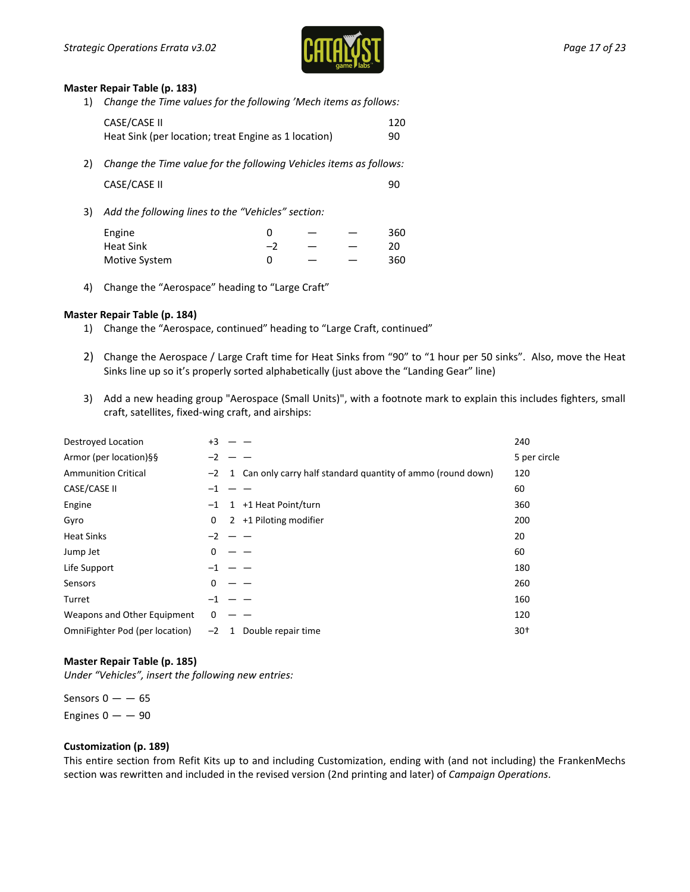**Master Repair Table (p. 183)**

1) *Change the Time values for the following 'Mech items as follows:*

| | |
|---|---|
| CASE/CASE II | 120 |
| Heat Sink (per location; treat Engine as 1 location) | 90 |

2) *Change the Time value for the following Vehicles items as follows:*

| | |
|---|---|
| CASE/CASE II | 90 |

3) *Add the following lines to the "Vehicles" section:*

| | | | | |
|---|---|---|---|---|
| Engine | 0 | — | — | 360 |
| Heat Sink | –2 | — | — | 20 |
| Motive System | 0 | — | — | 360 |

4) Change the "Aerospace" heading to "Large Craft"

**Master Repair Table (p. 184)**

1) Change the "Aerospace, continued" heading to "Large Craft, continued"
2) Change the Aerospace / Large Craft time for Heat Sinks from "90" to "1 hour per 50 sinks". Also, move the Heat Sinks line up so it's properly sorted alphabetically (just above the "Landing Gear" line)
3) Add a new heading group "Aerospace (Small Units)", with a footnote mark to explain this includes fighters, small craft, satellites, fixed-wing craft, and airships:

| | | | | |
|---|---|---|---|---|
| Destroyed Location | +3 | — | — | 240 |
| Armor (per location)§§ | –2 | — | — | 5 per circle |
| Ammunition Critical | –2 | 1 | Can only carry half standard quantity of ammo (round down) | 120 |
| CASE/CASE II | –1 | — | — | 60 |
| Engine | –1 | 1 | +1 Heat Point/turn | 360 |
| Gyro | 0 | 2 | +1 Piloting modifier | 200 |
| Heat Sinks | –2 | — | — | 20 |
| Jump Jet | 0 | — | — | 60 |
| Life Support | –1 | — | — | 180 |
| Sensors | 0 | — | — | 260 |
| Turret | –1 | — | — | 160 |
| Weapons and Other Equipment | 0 | — | — | 120 |
| OmniFighter Pod (per location) | –2 | 1 | Double repair time | 30† |

**Master Repair Table (p. 185)**

*Under "Vehicles", insert the following new entries:*

Sensors 0 — — 65

Engines 0 — — 90

**Customization (p. 189)**

This entire section from Refit Kits up to and including Customization, ending with (and not including) the FrankenMechs section was rewritten and included in the revised version (2nd printing and later) of *Campaign Operations*.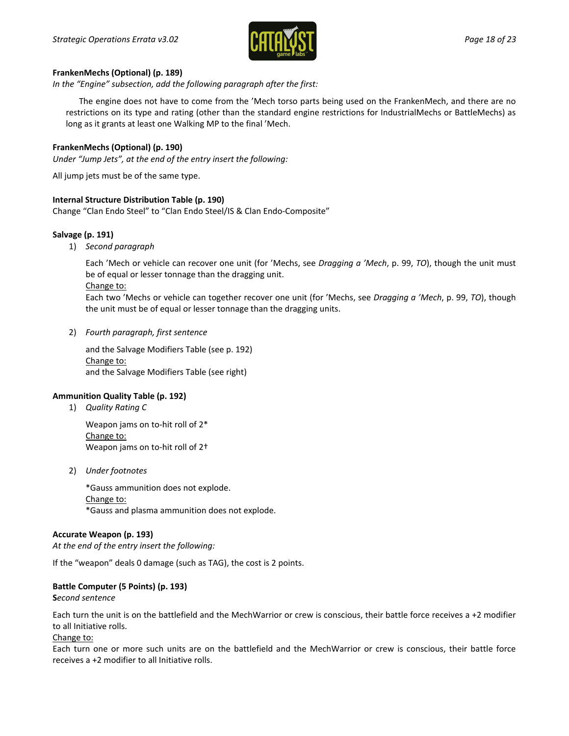**FrankenMechs (Optional) (p. 189)**

*In the "Engine" subsection, add the following paragraph after the first:*

> The engine does not have to come from the 'Mech torso parts being used on the FrankenMech, and there are no restrictions on its type and rating (other than the standard engine restrictions for IndustrialMechs or BattleMechs) as long as it grants at least one Walking MP to the final 'Mech.

**FrankenMechs (Optional) (p. 190)**

*Under "Jump Jets", at the end of the entry insert the following:*

All jump jets must be of the same type.

**Internal Structure Distribution Table (p. 190)**

Change "Clan Endo Steel" to "Clan Endo Steel/IS & Clan Endo-Composite"

**Salvage (p. 191)**

1) *Second paragraph*

   Each 'Mech or vehicle can recover one unit (for 'Mechs, see *Dragging a 'Mech*, p. 99, *TO*), though the unit must be of equal or lesser tonnage than the dragging unit.
   <u>Change to:</u>
   Each two 'Mechs or vehicle can together recover one unit (for 'Mechs, see *Dragging a 'Mech*, p. 99, *TO*), though the unit must be of equal or lesser tonnage than the dragging units.

2) *Fourth paragraph, first sentence*

   and the Salvage Modifiers Table (see p. 192)
   <u>Change to:</u>
   and the Salvage Modifiers Table (see right)

**Ammunition Quality Table (p. 192)**

1) *Quality Rating C*

   Weapon jams on to-hit roll of 2*
   <u>Change to:</u>
   Weapon jams on to-hit roll of 2†

2) *Under footnotes*

   *Gauss ammunition does not explode.
   <u>Change to:</u>
   *Gauss and plasma ammunition does not explode.

**Accurate Weapon (p. 193)**

*At the end of the entry insert the following:*

If the "weapon" deals 0 damage (such as TAG), the cost is 2 points.

**Battle Computer (5 Points) (p. 193)**

***S**econd sentence*

Each turn the unit is on the battlefield and the MechWarrior or crew is conscious, their battle force receives a +2 modifier to all Initiative rolls.
<u>Change to:</u>
Each turn one or more such units are on the battlefield and the MechWarrior or crew is conscious, their battle force receives a +2 modifier to all Initiative rolls.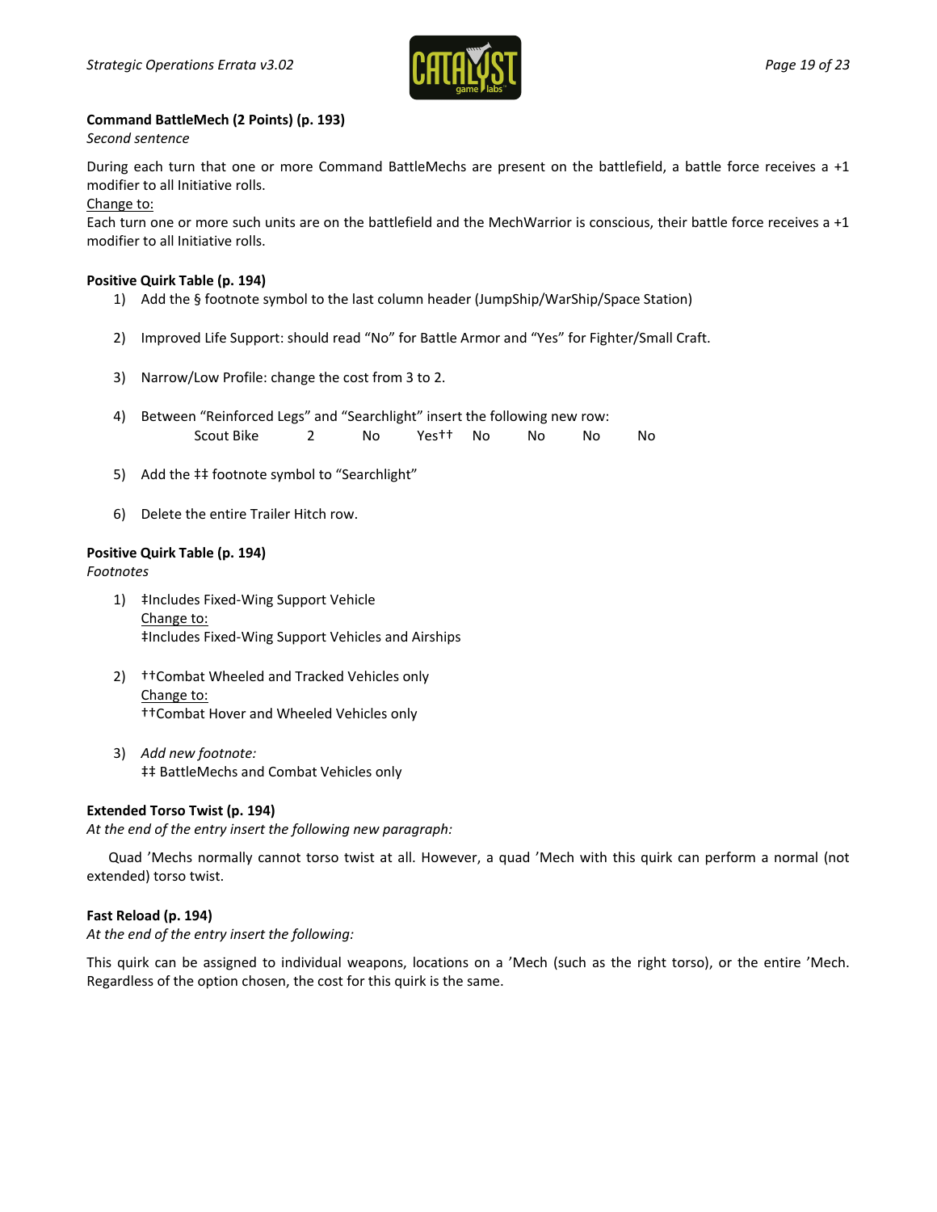**Command BattleMech (2 Points) (p. 193)**

*Second sentence*

During each turn that one or more Command BattleMechs are present on the battlefield, a battle force receives a +1 modifier to all Initiative rolls.

Change to:

Each turn one or more such units are on the battlefield and the MechWarrior is conscious, their battle force receives a +1 modifier to all Initiative rolls.

**Positive Quirk Table (p. 194)**

1) Add the § footnote symbol to the last column header (JumpShip/WarShip/Space Station)

2) Improved Life Support: should read "No" for Battle Armor and "Yes" for Fighter/Small Craft.

3) Narrow/Low Profile: change the cost from 3 to 2.

4) Between "Reinforced Legs" and "Searchlight" insert the following new row:

| Scout Bike | 2 | No | Yes†† | No | No | No | No |
|---|---|---|---|---|---|---|---|

5) Add the ‡‡ footnote symbol to "Searchlight"

6) Delete the entire Trailer Hitch row.

**Positive Quirk Table (p. 194)**

*Footnotes*

1) ‡Includes Fixed-Wing Support Vehicle
   Change to:
   ‡Includes Fixed-Wing Support Vehicles and Airships

2) ††Combat Wheeled and Tracked Vehicles only
   Change to:
   ††Combat Hover and Wheeled Vehicles only

3) *Add new footnote:*
   ‡‡ BattleMechs and Combat Vehicles only

**Extended Torso Twist (p. 194)**

*At the end of the entry insert the following new paragraph:*

Quad 'Mechs normally cannot torso twist at all. However, a quad 'Mech with this quirk can perform a normal (not extended) torso twist.

**Fast Reload (p. 194)**

*At the end of the entry insert the following:*

This quirk can be assigned to individual weapons, locations on a 'Mech (such as the right torso), or the entire 'Mech. Regardless of the option chosen, the cost for this quirk is the same.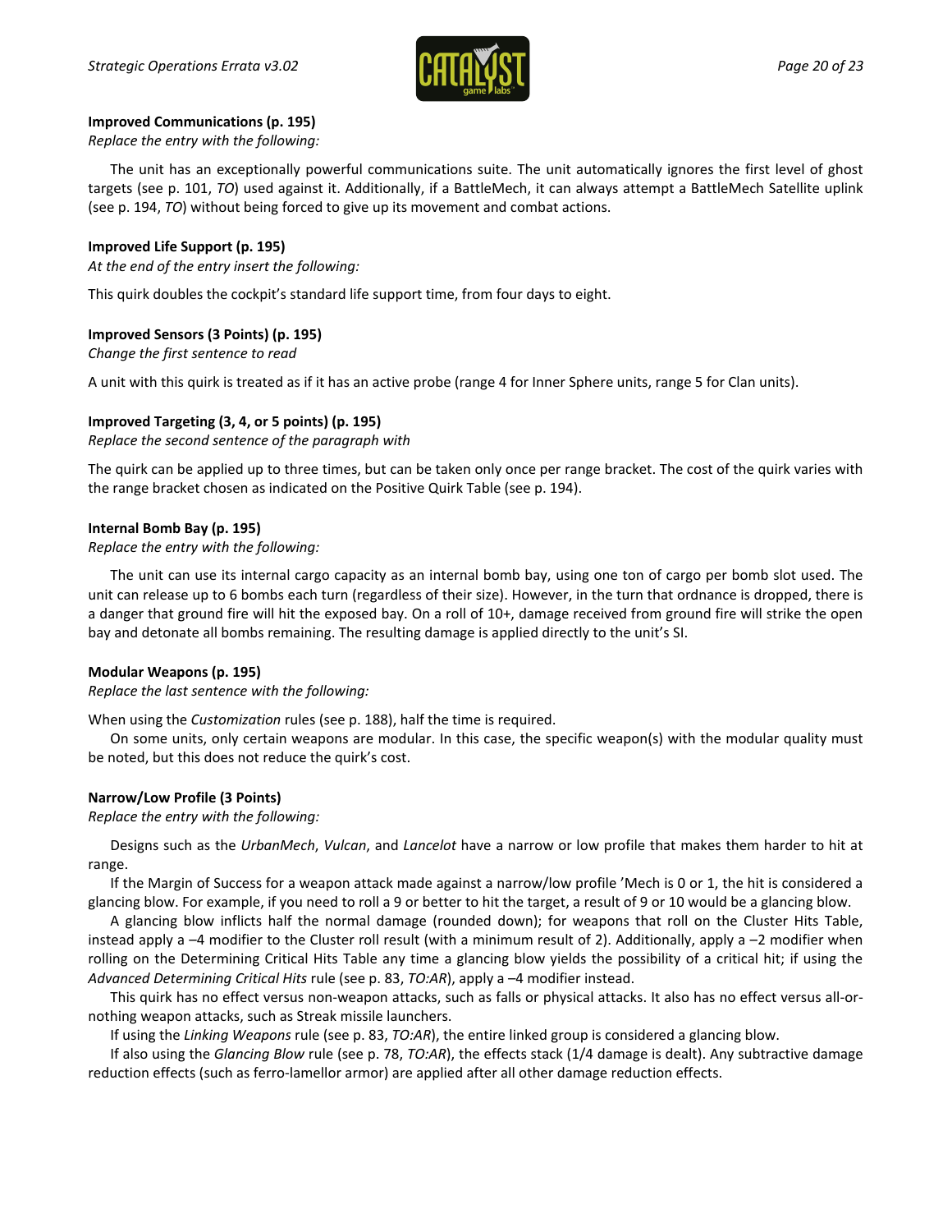**Improved Communications (p. 195)**
*Replace the entry with the following:*

The unit has an exceptionally powerful communications suite. The unit automatically ignores the first level of ghost targets (see p. 101, *TO*) used against it. Additionally, if a BattleMech, it can always attempt a BattleMech Satellite uplink (see p. 194, *TO*) without being forced to give up its movement and combat actions.

**Improved Life Support (p. 195)**
*At the end of the entry insert the following:*

This quirk doubles the cockpit's standard life support time, from four days to eight.

**Improved Sensors (3 Points) (p. 195)**
*Change the first sentence to read*

A unit with this quirk is treated as if it has an active probe (range 4 for Inner Sphere units, range 5 for Clan units).

**Improved Targeting (3, 4, or 5 points) (p. 195)**
*Replace the second sentence of the paragraph with*

The quirk can be applied up to three times, but can be taken only once per range bracket. The cost of the quirk varies with the range bracket chosen as indicated on the Positive Quirk Table (see p. 194).

**Internal Bomb Bay (p. 195)**
*Replace the entry with the following:*

The unit can use its internal cargo capacity as an internal bomb bay, using one ton of cargo per bomb slot used. The unit can release up to 6 bombs each turn (regardless of their size). However, in the turn that ordnance is dropped, there is a danger that ground fire will hit the exposed bay. On a roll of 10+, damage received from ground fire will strike the open bay and detonate all bombs remaining. The resulting damage is applied directly to the unit's SI.

**Modular Weapons (p. 195)**
*Replace the last sentence with the following:*

When using the *Customization* rules (see p. 188), half the time is required.

On some units, only certain weapons are modular. In this case, the specific weapon(s) with the modular quality must be noted, but this does not reduce the quirk's cost.

**Narrow/Low Profile (3 Points)**
*Replace the entry with the following:*

Designs such as the *UrbanMech*, *Vulcan*, and *Lancelot* have a narrow or low profile that makes them harder to hit at range.

If the Margin of Success for a weapon attack made against a narrow/low profile 'Mech is 0 or 1, the hit is considered a glancing blow. For example, if you need to roll a 9 or better to hit the target, a result of 9 or 10 would be a glancing blow.

A glancing blow inflicts half the normal damage (rounded down); for weapons that roll on the Cluster Hits Table, instead apply a –4 modifier to the Cluster roll result (with a minimum result of 2). Additionally, apply a –2 modifier when rolling on the Determining Critical Hits Table any time a glancing blow yields the possibility of a critical hit; if using the *Advanced Determining Critical Hits* rule (see p. 83, *TO:AR*), apply a –4 modifier instead.

This quirk has no effect versus non-weapon attacks, such as falls or physical attacks. It also has no effect versus all-or-nothing weapon attacks, such as Streak missile launchers.

If using the *Linking Weapons* rule (see p. 83, *TO:AR*), the entire linked group is considered a glancing blow.

If also using the *Glancing Blow* rule (see p. 78, *TO:AR*), the effects stack (1/4 damage is dealt). Any subtractive damage reduction effects (such as ferro-lamellor armor) are applied after all other damage reduction effects.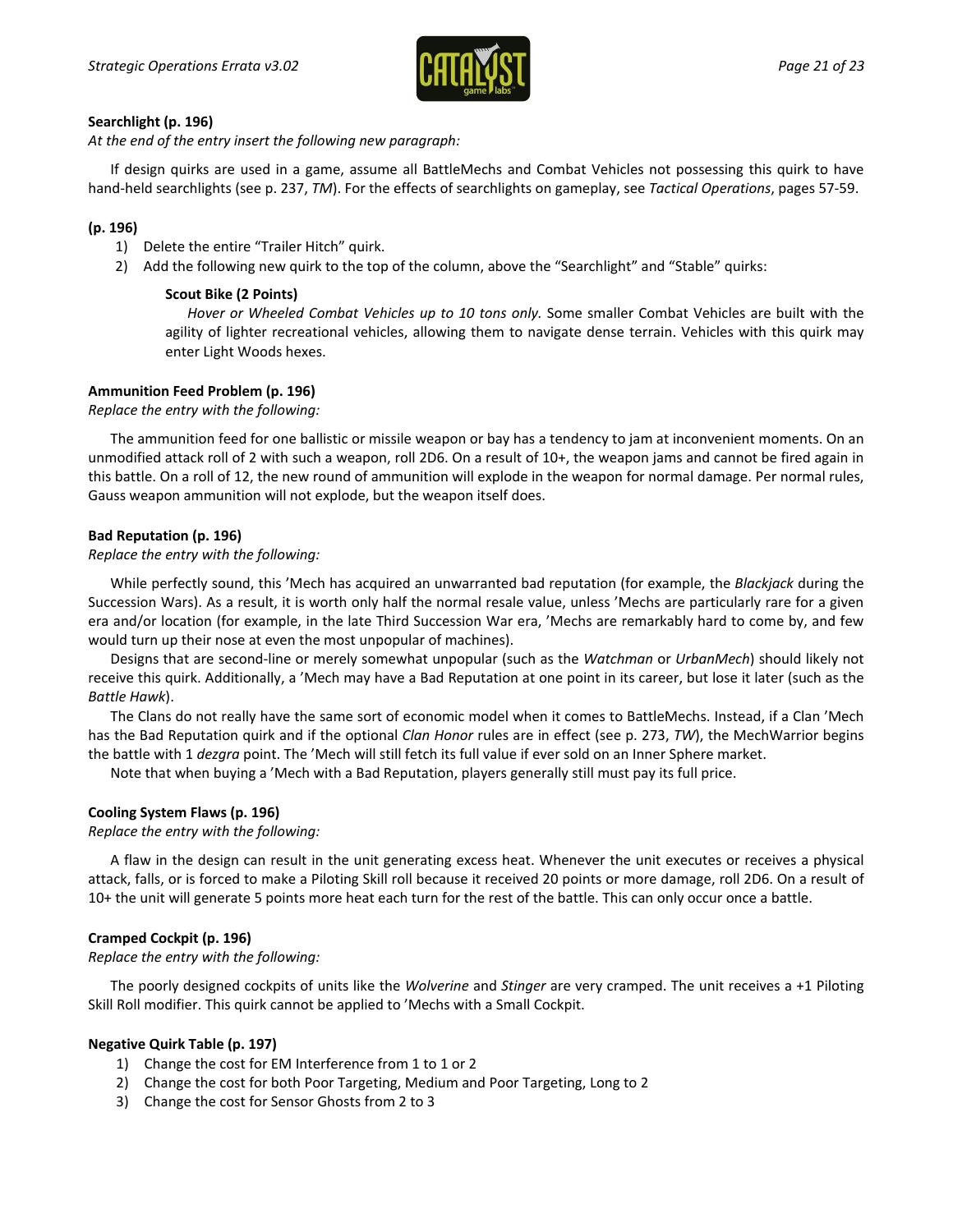**Searchlight (p. 196)**

*At the end of the entry insert the following new paragraph:*

If design quirks are used in a game, assume all BattleMechs and Combat Vehicles not possessing this quirk to have hand-held searchlights (see p. 237, *TM*). For the effects of searchlights on gameplay, see *Tactical Operations*, pages 57-59.

**(p. 196)**

1) Delete the entire "Trailer Hitch" quirk.
2) Add the following new quirk to the top of the column, above the "Searchlight" and "Stable" quirks:

> **Scout Bike (2 Points)**
>
> *Hover or Wheeled Combat Vehicles up to 10 tons only.* Some smaller Combat Vehicles are built with the agility of lighter recreational vehicles, allowing them to navigate dense terrain. Vehicles with this quirk may enter Light Woods hexes.

**Ammunition Feed Problem (p. 196)**

*Replace the entry with the following:*

The ammunition feed for one ballistic or missile weapon or bay has a tendency to jam at inconvenient moments. On an unmodified attack roll of 2 with such a weapon, roll 2D6. On a result of 10+, the weapon jams and cannot be fired again in this battle. On a roll of 12, the new round of ammunition will explode in the weapon for normal damage. Per normal rules, Gauss weapon ammunition will not explode, but the weapon itself does.

**Bad Reputation (p. 196)**

*Replace the entry with the following:*

While perfectly sound, this 'Mech has acquired an unwarranted bad reputation (for example, the *Blackjack* during the Succession Wars). As a result, it is worth only half the normal resale value, unless 'Mechs are particularly rare for a given era and/or location (for example, in the late Third Succession War era, 'Mechs are remarkably hard to come by, and few would turn up their nose at even the most unpopular of machines).

Designs that are second-line or merely somewhat unpopular (such as the *Watchman* or *UrbanMech*) should likely not receive this quirk. Additionally, a 'Mech may have a Bad Reputation at one point in its career, but lose it later (such as the *Battle Hawk*).

The Clans do not really have the same sort of economic model when it comes to BattleMechs. Instead, if a Clan 'Mech has the Bad Reputation quirk and if the optional *Clan Honor* rules are in effect (see p. 273, *TW*), the MechWarrior begins the battle with 1 *dezgra* point. The 'Mech will still fetch its full value if ever sold on an Inner Sphere market.

Note that when buying a 'Mech with a Bad Reputation, players generally still must pay its full price.

**Cooling System Flaws (p. 196)**

*Replace the entry with the following:*

A flaw in the design can result in the unit generating excess heat. Whenever the unit executes or receives a physical attack, falls, or is forced to make a Piloting Skill roll because it received 20 points or more damage, roll 2D6. On a result of 10+ the unit will generate 5 points more heat each turn for the rest of the battle. This can only occur once a battle.

**Cramped Cockpit (p. 196)**

*Replace the entry with the following:*

The poorly designed cockpits of units like the *Wolverine* and *Stinger* are very cramped. The unit receives a +1 Piloting Skill Roll modifier. This quirk cannot be applied to 'Mechs with a Small Cockpit.

**Negative Quirk Table (p. 197)**

1) Change the cost for EM Interference from 1 to 1 or 2
2) Change the cost for both Poor Targeting, Medium and Poor Targeting, Long to 2
3) Change the cost for Sensor Ghosts from 2 to 3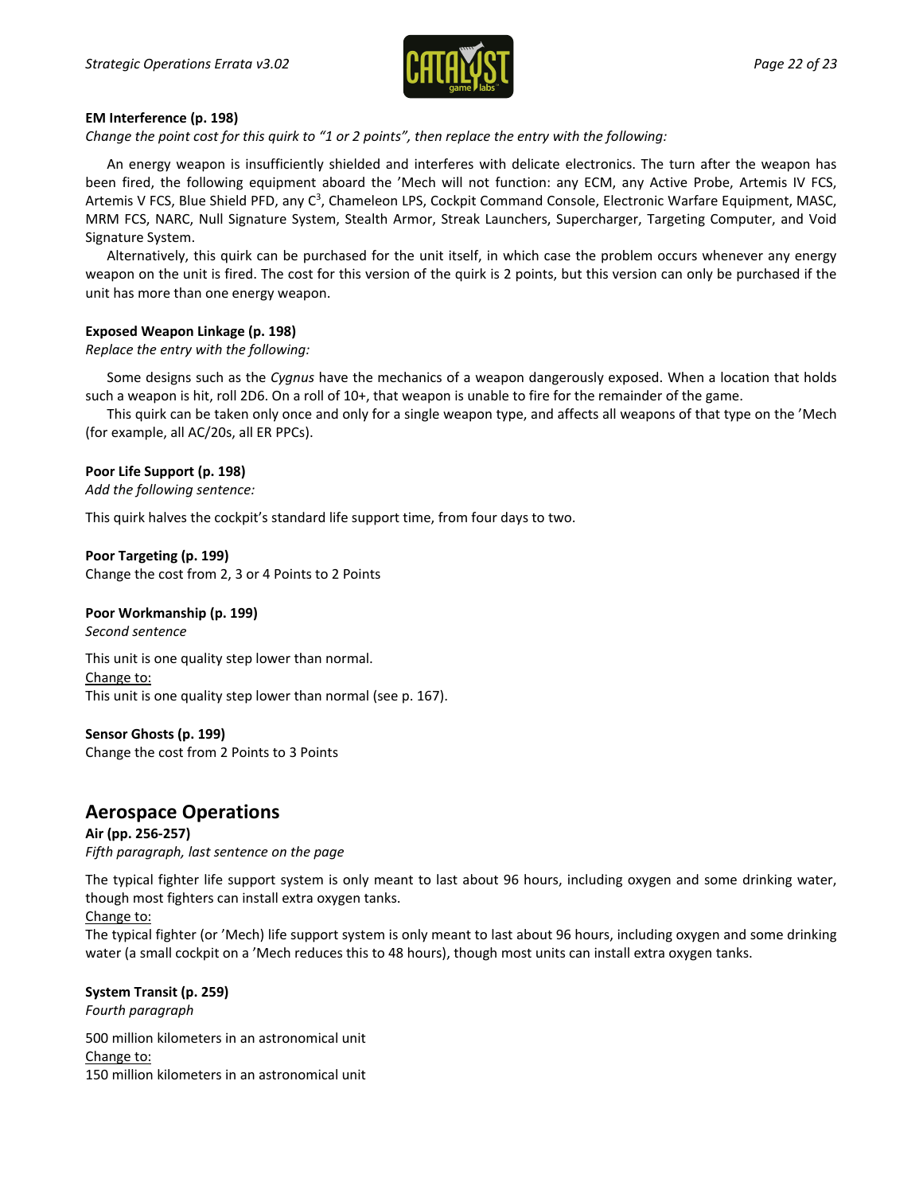**EM Interference (p. 198)**

*Change the point cost for this quirk to "1 or 2 points", then replace the entry with the following:*

An energy weapon is insufficiently shielded and interferes with delicate electronics. The turn after the weapon has been fired, the following equipment aboard the 'Mech will not function: any ECM, any Active Probe, Artemis IV FCS, Artemis V FCS, Blue Shield PFD, any $C^3$, Chameleon LPS, Cockpit Command Console, Electronic Warfare Equipment, MASC, MRM FCS, NARC, Null Signature System, Stealth Armor, Streak Launchers, Supercharger, Targeting Computer, and Void Signature System.

Alternatively, this quirk can be purchased for the unit itself, in which case the problem occurs whenever any energy weapon on the unit is fired. The cost for this version of the quirk is 2 points, but this version can only be purchased if the unit has more than one energy weapon.

**Exposed Weapon Linkage (p. 198)**

*Replace the entry with the following:*

Some designs such as the *Cygnus* have the mechanics of a weapon dangerously exposed. When a location that holds such a weapon is hit, roll 2D6. On a roll of 10+, that weapon is unable to fire for the remainder of the game.

This quirk can be taken only once and only for a single weapon type, and affects all weapons of that type on the 'Mech (for example, all AC/20s, all ER PPCs).

**Poor Life Support (p. 198)**

*Add the following sentence:*

This quirk halves the cockpit's standard life support time, from four days to two.

**Poor Targeting (p. 199)**

Change the cost from 2, 3 or 4 Points to 2 Points

**Poor Workmanship (p. 199)**

*Second sentence*

This unit is one quality step lower than normal.

<u>Change to:</u>

This unit is one quality step lower than normal (see p. 167).

**Sensor Ghosts (p. 199)**

Change the cost from 2 Points to 3 Points

## Aerospace Operations

**Air (pp. 256-257)**

*Fifth paragraph, last sentence on the page*

The typical fighter life support system is only meant to last about 96 hours, including oxygen and some drinking water, though most fighters can install extra oxygen tanks.

<u>Change to:</u>

The typical fighter (or 'Mech) life support system is only meant to last about 96 hours, including oxygen and some drinking water (a small cockpit on a 'Mech reduces this to 48 hours), though most units can install extra oxygen tanks.

**System Transit (p. 259)**

*Fourth paragraph*

500 million kilometers in an astronomical unit

<u>Change to:</u>

150 million kilometers in an astronomical unit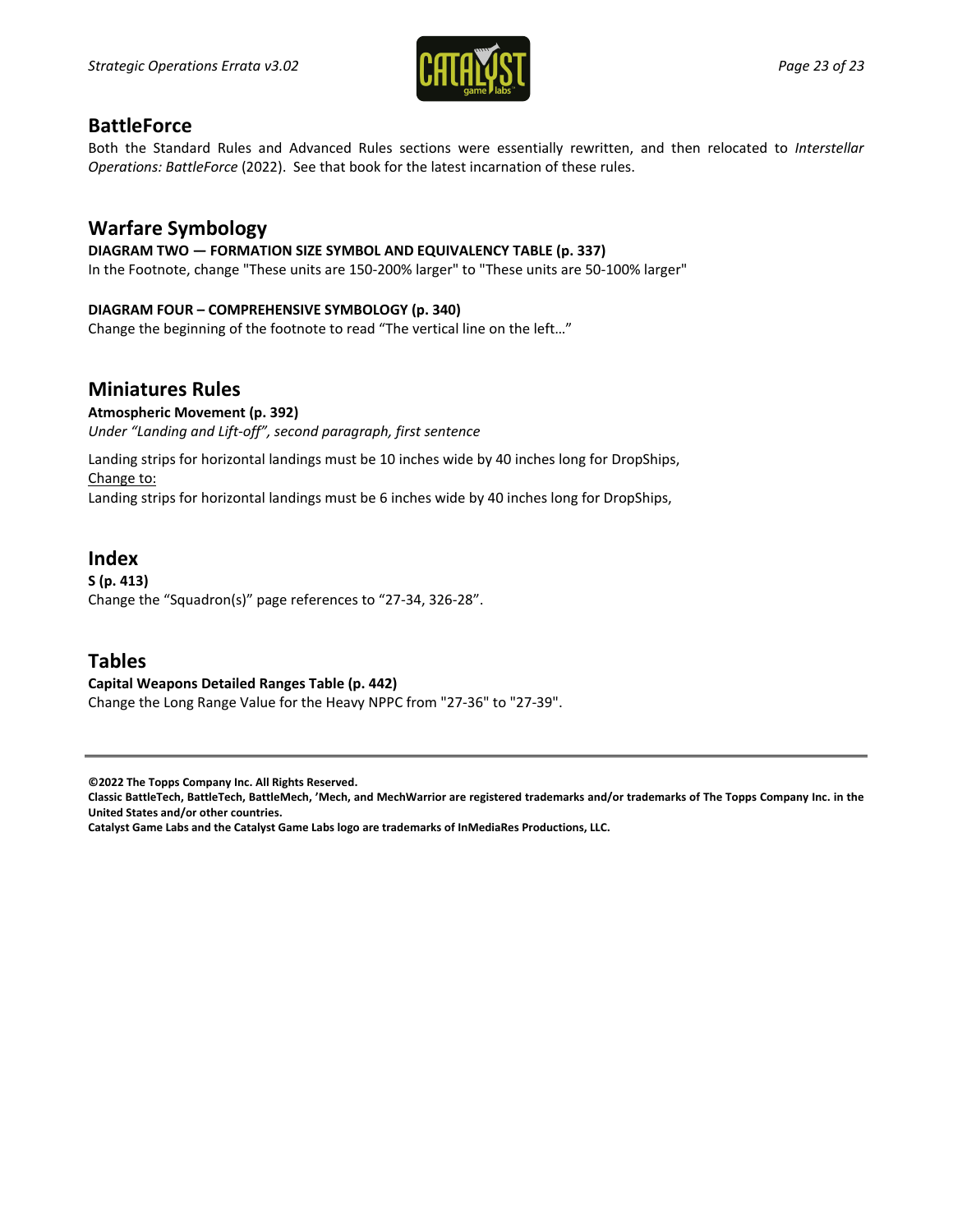## BattleForce

Both the Standard Rules and Advanced Rules sections were essentially rewritten, and then relocated to *Interstellar Operations: BattleForce* (2022). See that book for the latest incarnation of these rules.

## Warfare Symbology

**DIAGRAM TWO — FORMATION SIZE SYMBOL AND EQUIVALENCY TABLE (p. 337)**

In the Footnote, change "These units are 150-200% larger" to "These units are 50-100% larger"

**DIAGRAM FOUR – COMPREHENSIVE SYMBOLOGY (p. 340)**

Change the beginning of the footnote to read "The vertical line on the left…"

## Miniatures Rules

**Atmospheric Movement (p. 392)**

*Under "Landing and Lift-off", second paragraph, first sentence*

Landing strips for horizontal landings must be 10 inches wide by 40 inches long for DropShips,

<u>Change to:</u>

Landing strips for horizontal landings must be 6 inches wide by 40 inches long for DropShips,

## Index

**S (p. 413)**

Change the "Squadron(s)" page references to "27-34, 326-28".

## Tables

**Capital Weapons Detailed Ranges Table (p. 442)**

Change the Long Range Value for the Heavy NPPC from "27-36" to "27-39".

---

**©2022 The Topps Company Inc. All Rights Reserved.**

**Classic BattleTech, BattleTech, BattleMech, 'Mech, and MechWarrior are registered trademarks and/or trademarks of The Topps Company Inc. in the United States and/or other countries.**

**Catalyst Game Labs and the Catalyst Game Labs logo are trademarks of InMediaRes Productions, LLC.**